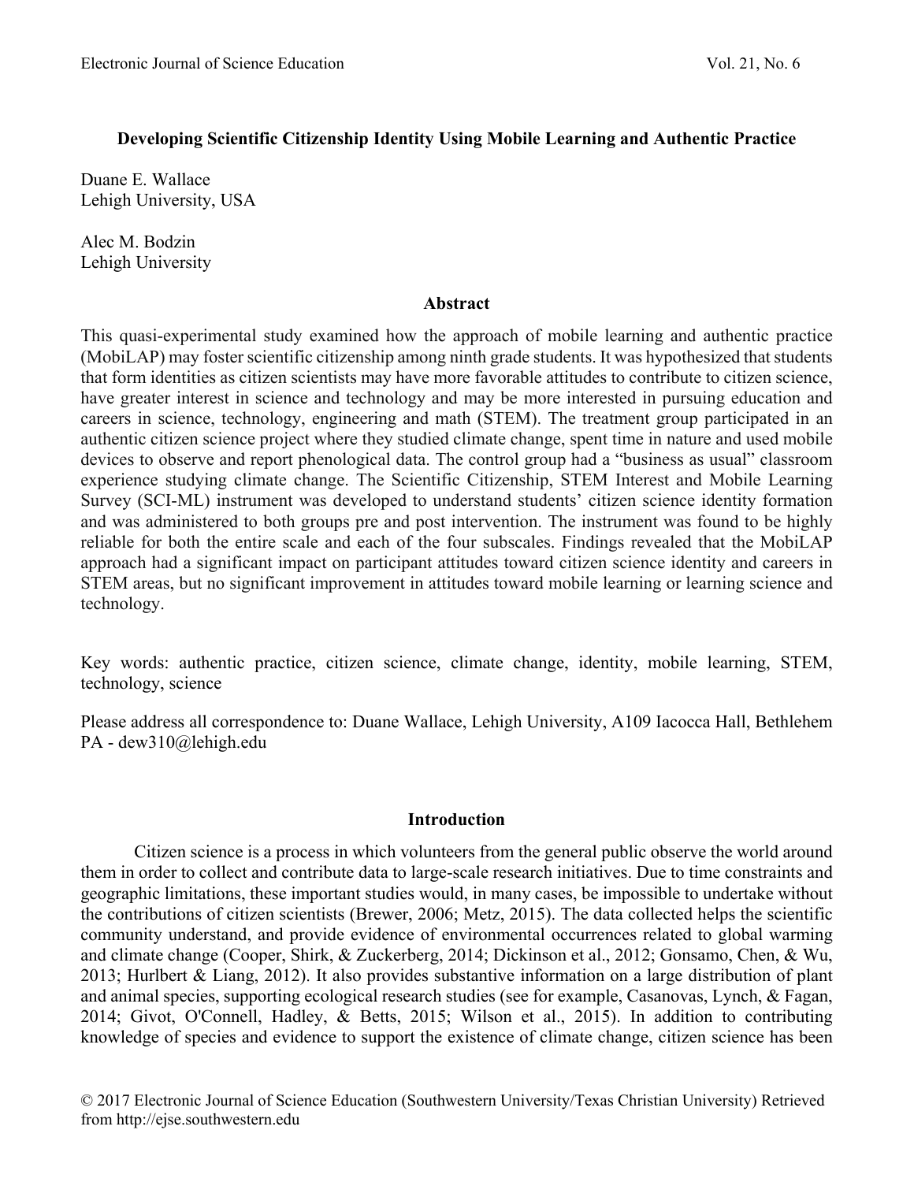# Developing Scientific Citizenship Identity Using Mobile Learning and Authentic Practice

Duane E. Wallace
Lehigh University, USA

Alec M. Bodzin
Lehigh University

## Abstract

This quasi-experimental study examined how the approach of mobile learning and authentic practice (MobiLAP) may foster scientific citizenship among ninth grade students. It was hypothesized that students that form identities as citizen scientists may have more favorable attitudes to contribute to citizen science, have greater interest in science and technology and may be more interested in pursuing education and careers in science, technology, engineering and math (STEM). The treatment group participated in an authentic citizen science project where they studied climate change, spent time in nature and used mobile devices to observe and report phenological data. The control group had a "business as usual" classroom experience studying climate change. The Scientific Citizenship, STEM Interest and Mobile Learning Survey (SCI-ML) instrument was developed to understand students' citizen science identity formation and was administered to both groups pre and post intervention. The instrument was found to be highly reliable for both the entire scale and each of the four subscales. Findings revealed that the MobiLAP approach had a significant impact on participant attitudes toward citizen science identity and careers in STEM areas, but no significant improvement in attitudes toward mobile learning or learning science and technology.

Key words: authentic practice, citizen science, climate change, identity, mobile learning, STEM, technology, science

Please address all correspondence to: Duane Wallace, Lehigh University, A109 Iacocca Hall, Bethlehem PA - dew310@lehigh.edu

## Introduction

Citizen science is a process in which volunteers from the general public observe the world around them in order to collect and contribute data to large-scale research initiatives. Due to time constraints and geographic limitations, these important studies would, in many cases, be impossible to undertake without the contributions of citizen scientists (Brewer, 2006; Metz, 2015). The data collected helps the scientific community understand, and provide evidence of environmental occurrences related to global warming and climate change (Cooper, Shirk, & Zuckerberg, 2014; Dickinson et al., 2012; Gonsamo, Chen, & Wu, 2013; Hurlbert & Liang, 2012). It also provides substantive information on a large distribution of plant and animal species, supporting ecological research studies (see for example, Casanovas, Lynch, & Fagan, 2014; Givot, O'Connell, Hadley, & Betts, 2015; Wilson et al., 2015). In addition to contributing knowledge of species and evidence to support the existence of climate change, citizen science has been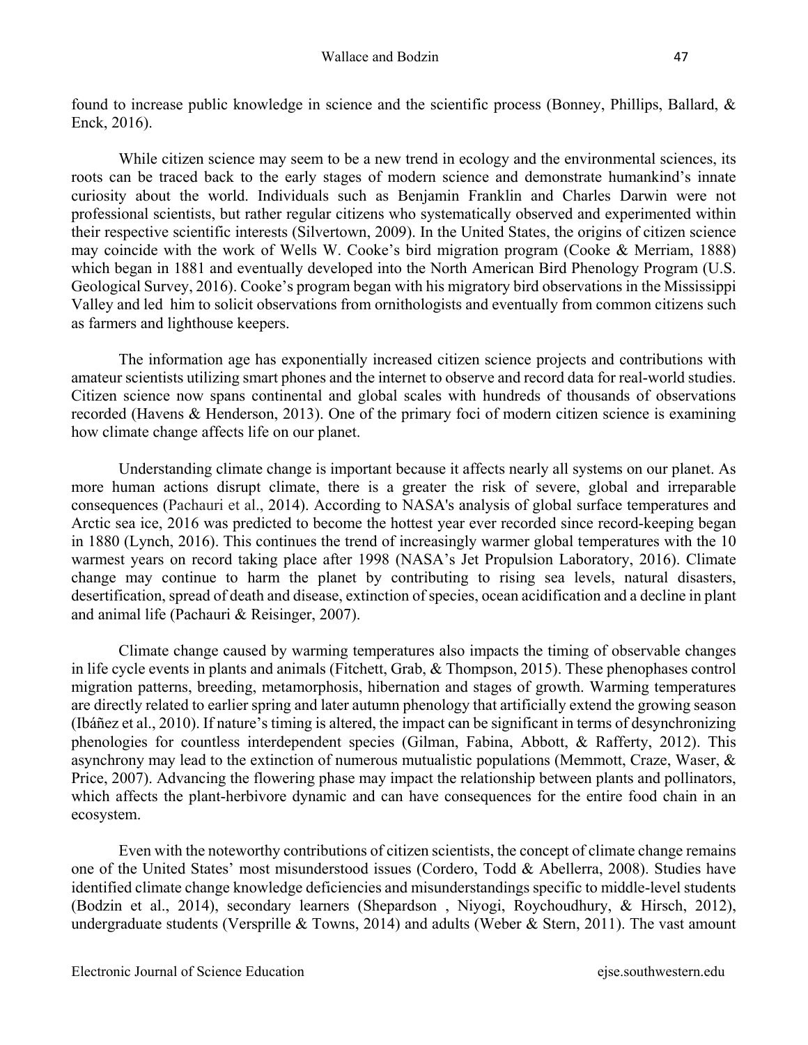found to increase public knowledge in science and the scientific process (Bonney, Phillips, Ballard, & Enck, 2016).

While citizen science may seem to be a new trend in ecology and the environmental sciences, its roots can be traced back to the early stages of modern science and demonstrate humankind's innate curiosity about the world. Individuals such as Benjamin Franklin and Charles Darwin were not professional scientists, but rather regular citizens who systematically observed and experimented within their respective scientific interests (Silvertown, 2009). In the United States, the origins of citizen science may coincide with the work of Wells W. Cooke's bird migration program (Cooke & Merriam, 1888) which began in 1881 and eventually developed into the North American Bird Phenology Program (U.S. Geological Survey, 2016). Cooke's program began with his migratory bird observations in the Mississippi Valley and led him to solicit observations from ornithologists and eventually from common citizens such as farmers and lighthouse keepers.

The information age has exponentially increased citizen science projects and contributions with amateur scientists utilizing smart phones and the internet to observe and record data for real-world studies. Citizen science now spans continental and global scales with hundreds of thousands of observations recorded (Havens & Henderson, 2013). One of the primary foci of modern citizen science is examining how climate change affects life on our planet.

Understanding climate change is important because it affects nearly all systems on our planet. As more human actions disrupt climate, there is a greater the risk of severe, global and irreparable consequences (Pachauri et al., 2014). According to NASA's analysis of global surface temperatures and Arctic sea ice, 2016 was predicted to become the hottest year ever recorded since record-keeping began in 1880 (Lynch, 2016). This continues the trend of increasingly warmer global temperatures with the 10 warmest years on record taking place after 1998 (NASA's Jet Propulsion Laboratory, 2016). Climate change may continue to harm the planet by contributing to rising sea levels, natural disasters, desertification, spread of death and disease, extinction of species, ocean acidification and a decline in plant and animal life (Pachauri & Reisinger, 2007).

Climate change caused by warming temperatures also impacts the timing of observable changes in life cycle events in plants and animals (Fitchett, Grab, & Thompson, 2015). These phenophases control migration patterns, breeding, metamorphosis, hibernation and stages of growth. Warming temperatures are directly related to earlier spring and later autumn phenology that artificially extend the growing season (Ibáñez et al., 2010). If nature's timing is altered, the impact can be significant in terms of desynchronizing phenologies for countless interdependent species (Gilman, Fabina, Abbott, & Rafferty, 2012). This asynchrony may lead to the extinction of numerous mutualistic populations (Memmott, Craze, Waser, & Price, 2007). Advancing the flowering phase may impact the relationship between plants and pollinators, which affects the plant-herbivore dynamic and can have consequences for the entire food chain in an ecosystem.

Even with the noteworthy contributions of citizen scientists, the concept of climate change remains one of the United States' most misunderstood issues (Cordero, Todd & Abellerra, 2008). Studies have identified climate change knowledge deficiencies and misunderstandings specific to middle-level students (Bodzin et al., 2014), secondary learners (Shepardson , Niyogi, Roychoudhury, & Hirsch, 2012), undergraduate students (Versprille & Towns, 2014) and adults (Weber & Stern, 2011). The vast amount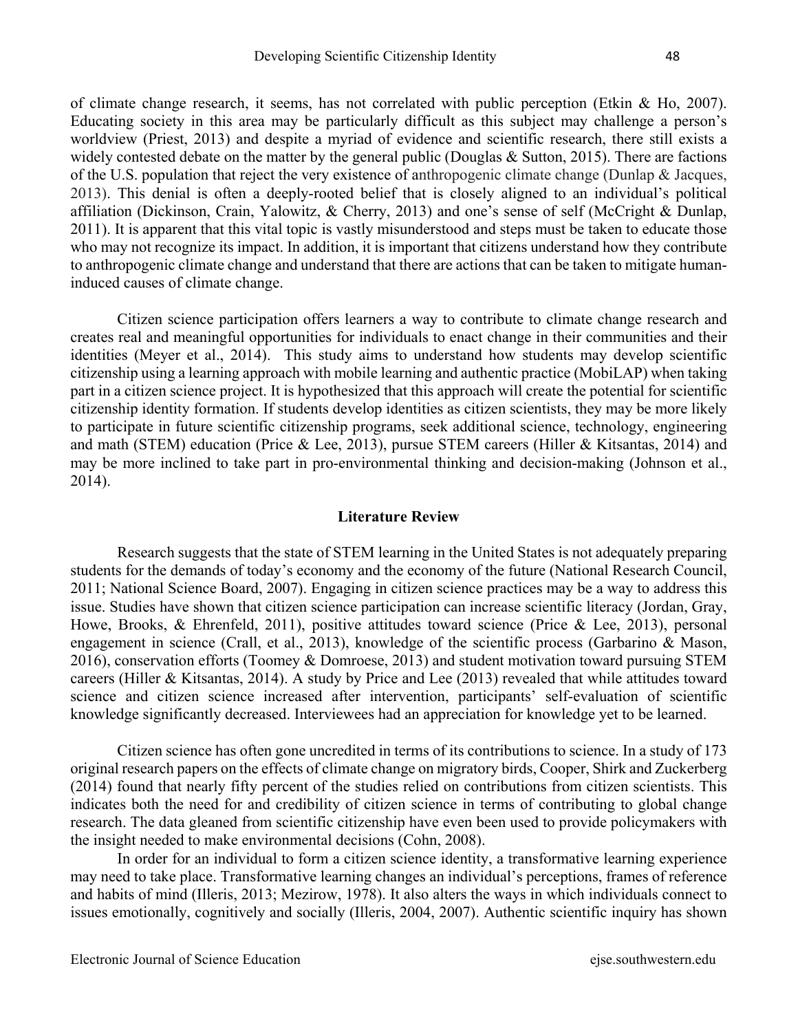of climate change research, it seems, has not correlated with public perception (Etkin & Ho, 2007). Educating society in this area may be particularly difficult as this subject may challenge a person's worldview (Priest, 2013) and despite a myriad of evidence and scientific research, there still exists a widely contested debate on the matter by the general public (Douglas & Sutton, 2015). There are factions of the U.S. population that reject the very existence of anthropogenic climate change (Dunlap & Jacques, 2013). This denial is often a deeply-rooted belief that is closely aligned to an individual's political affiliation (Dickinson, Crain, Yalowitz, & Cherry, 2013) and one's sense of self (McCright & Dunlap, 2011). It is apparent that this vital topic is vastly misunderstood and steps must be taken to educate those who may not recognize its impact. In addition, it is important that citizens understand how they contribute to anthropogenic climate change and understand that there are actions that can be taken to mitigate human-induced causes of climate change.

Citizen science participation offers learners a way to contribute to climate change research and creates real and meaningful opportunities for individuals to enact change in their communities and their identities (Meyer et al., 2014). This study aims to understand how students may develop scientific citizenship using a learning approach with mobile learning and authentic practice (MobiLAP) when taking part in a citizen science project. It is hypothesized that this approach will create the potential for scientific citizenship identity formation. If students develop identities as citizen scientists, they may be more likely to participate in future scientific citizenship programs, seek additional science, technology, engineering and math (STEM) education (Price & Lee, 2013), pursue STEM careers (Hiller & Kitsantas, 2014) and may be more inclined to take part in pro-environmental thinking and decision-making (Johnson et al., 2014).

## Literature Review

Research suggests that the state of STEM learning in the United States is not adequately preparing students for the demands of today's economy and the economy of the future (National Research Council, 2011; National Science Board, 2007). Engaging in citizen science practices may be a way to address this issue. Studies have shown that citizen science participation can increase scientific literacy (Jordan, Gray, Howe, Brooks, & Ehrenfeld, 2011), positive attitudes toward science (Price & Lee, 2013), personal engagement in science (Crall, et al., 2013), knowledge of the scientific process (Garbarino & Mason, 2016), conservation efforts (Toomey & Domroese, 2013) and student motivation toward pursuing STEM careers (Hiller & Kitsantas, 2014). A study by Price and Lee (2013) revealed that while attitudes toward science and citizen science increased after intervention, participants' self-evaluation of scientific knowledge significantly decreased. Interviewees had an appreciation for knowledge yet to be learned.

Citizen science has often gone uncredited in terms of its contributions to science. In a study of 173 original research papers on the effects of climate change on migratory birds, Cooper, Shirk and Zuckerberg (2014) found that nearly fifty percent of the studies relied on contributions from citizen scientists. This indicates both the need for and credibility of citizen science in terms of contributing to global change research. The data gleaned from scientific citizenship have even been used to provide policymakers with the insight needed to make environmental decisions (Cohn, 2008).

In order for an individual to form a citizen science identity, a transformative learning experience may need to take place. Transformative learning changes an individual's perceptions, frames of reference and habits of mind (Illeris, 2013; Mezirow, 1978). It also alters the ways in which individuals connect to issues emotionally, cognitively and socially (Illeris, 2004, 2007). Authentic scientific inquiry has shown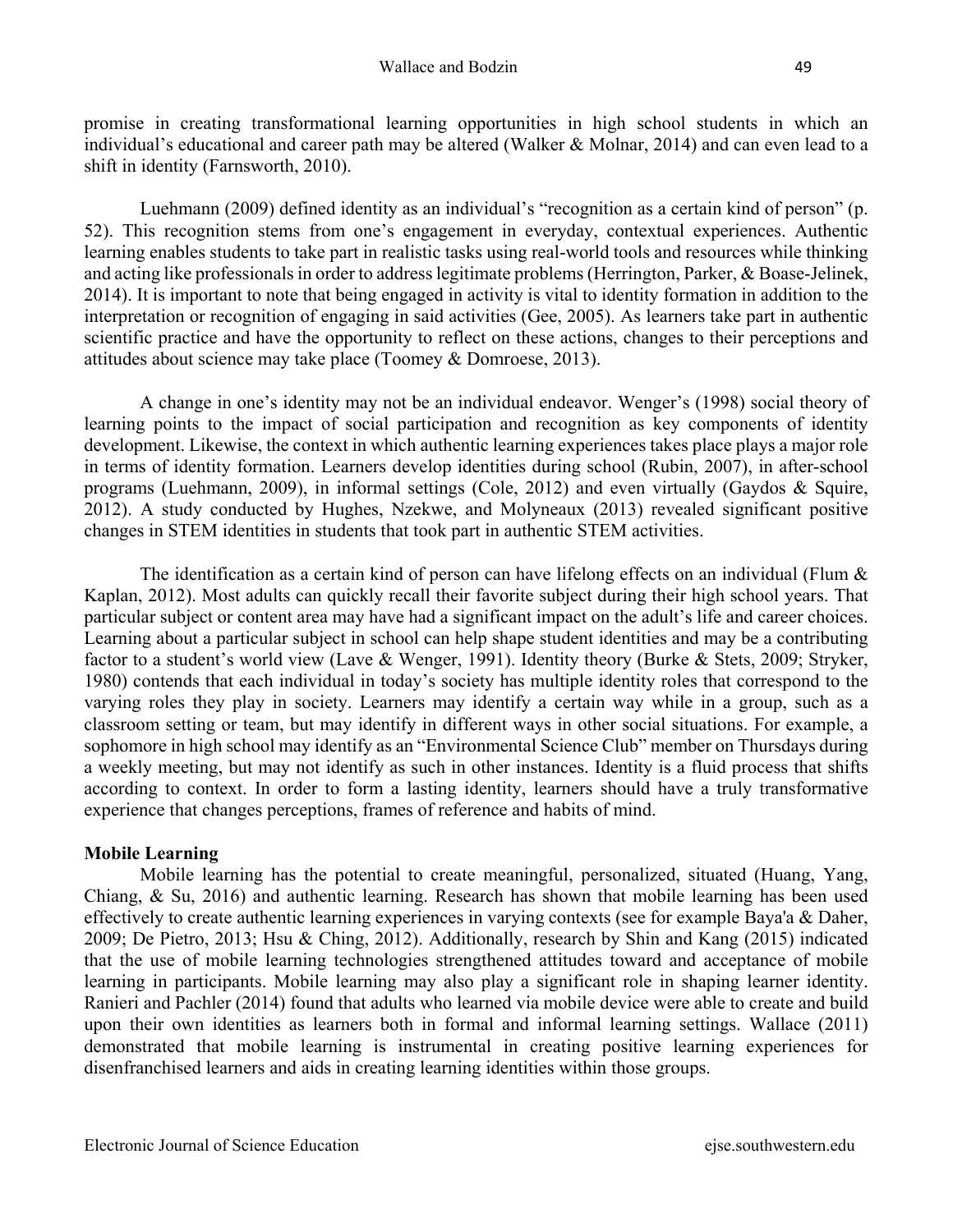promise in creating transformational learning opportunities in high school students in which an individual's educational and career path may be altered (Walker & Molnar, 2014) and can even lead to a shift in identity (Farnsworth, 2010).

Luehmann (2009) defined identity as an individual's "recognition as a certain kind of person" (p. 52). This recognition stems from one's engagement in everyday, contextual experiences. Authentic learning enables students to take part in realistic tasks using real-world tools and resources while thinking and acting like professionals in order to address legitimate problems (Herrington, Parker, & Boase-Jelinek, 2014). It is important to note that being engaged in activity is vital to identity formation in addition to the interpretation or recognition of engaging in said activities (Gee, 2005). As learners take part in authentic scientific practice and have the opportunity to reflect on these actions, changes to their perceptions and attitudes about science may take place (Toomey & Domroese, 2013).

A change in one's identity may not be an individual endeavor. Wenger's (1998) social theory of learning points to the impact of social participation and recognition as key components of identity development. Likewise, the context in which authentic learning experiences takes place plays a major role in terms of identity formation. Learners develop identities during school (Rubin, 2007), in after-school programs (Luehmann, 2009), in informal settings (Cole, 2012) and even virtually (Gaydos & Squire, 2012). A study conducted by Hughes, Nzekwe, and Molyneaux (2013) revealed significant positive changes in STEM identities in students that took part in authentic STEM activities.

The identification as a certain kind of person can have lifelong effects on an individual (Flum & Kaplan, 2012). Most adults can quickly recall their favorite subject during their high school years. That particular subject or content area may have had a significant impact on the adult's life and career choices. Learning about a particular subject in school can help shape student identities and may be a contributing factor to a student's world view (Lave & Wenger, 1991). Identity theory (Burke & Stets, 2009; Stryker, 1980) contends that each individual in today's society has multiple identity roles that correspond to the varying roles they play in society. Learners may identify a certain way while in a group, such as a classroom setting or team, but may identify in different ways in other social situations. For example, a sophomore in high school may identify as an "Environmental Science Club" member on Thursdays during a weekly meeting, but may not identify as such in other instances. Identity is a fluid process that shifts according to context. In order to form a lasting identity, learners should have a truly transformative experience that changes perceptions, frames of reference and habits of mind.

**Mobile Learning**

Mobile learning has the potential to create meaningful, personalized, situated (Huang, Yang, Chiang, & Su, 2016) and authentic learning. Research has shown that mobile learning has been used effectively to create authentic learning experiences in varying contexts (see for example Baya'a & Daher, 2009; De Pietro, 2013; Hsu & Ching, 2012). Additionally, research by Shin and Kang (2015) indicated that the use of mobile learning technologies strengthened attitudes toward and acceptance of mobile learning in participants. Mobile learning may also play a significant role in shaping learner identity. Ranieri and Pachler (2014) found that adults who learned via mobile device were able to create and build upon their own identities as learners both in formal and informal learning settings. Wallace (2011) demonstrated that mobile learning is instrumental in creating positive learning experiences for disenfranchised learners and aids in creating learning identities within those groups.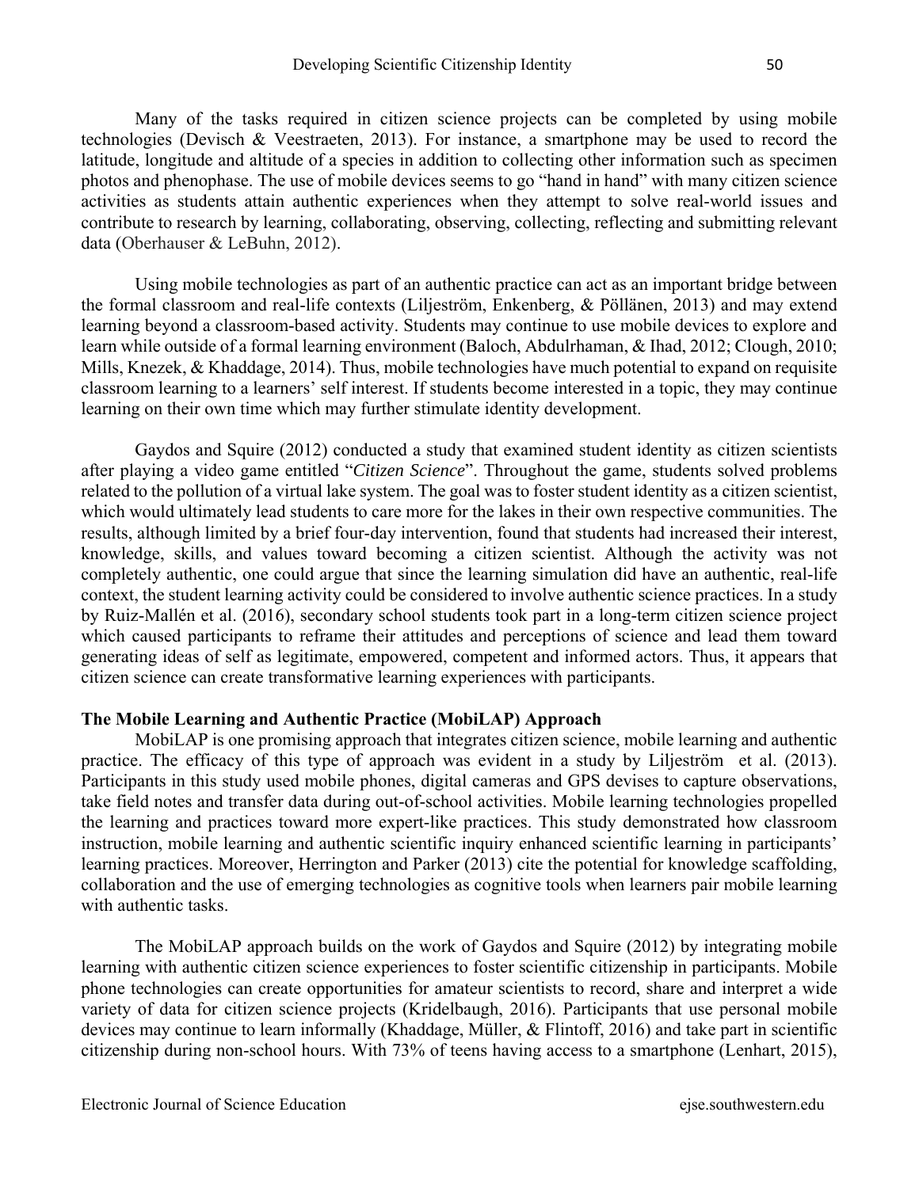Many of the tasks required in citizen science projects can be completed by using mobile technologies (Devisch & Veestraeten, 2013). For instance, a smartphone may be used to record the latitude, longitude and altitude of a species in addition to collecting other information such as specimen photos and phenophase. The use of mobile devices seems to go "hand in hand" with many citizen science activities as students attain authentic experiences when they attempt to solve real-world issues and contribute to research by learning, collaborating, observing, collecting, reflecting and submitting relevant data (Oberhauser & LeBuhn, 2012).

Using mobile technologies as part of an authentic practice can act as an important bridge between the formal classroom and real-life contexts (Liljeström, Enkenberg, & Pöllänen, 2013) and may extend learning beyond a classroom-based activity. Students may continue to use mobile devices to explore and learn while outside of a formal learning environment (Baloch, Abdulrhaman, & Ihad, 2012; Clough, 2010; Mills, Knezek, & Khaddage, 2014). Thus, mobile technologies have much potential to expand on requisite classroom learning to a learners' self interest. If students become interested in a topic, they may continue learning on their own time which may further stimulate identity development.

Gaydos and Squire (2012) conducted a study that examined student identity as citizen scientists after playing a video game entitled "*Citizen Science*". Throughout the game, students solved problems related to the pollution of a virtual lake system. The goal was to foster student identity as a citizen scientist, which would ultimately lead students to care more for the lakes in their own respective communities. The results, although limited by a brief four-day intervention, found that students had increased their interest, knowledge, skills, and values toward becoming a citizen scientist. Although the activity was not completely authentic, one could argue that since the learning simulation did have an authentic, real-life context, the student learning activity could be considered to involve authentic science practices. In a study by Ruiz-Mallén et al. (2016), secondary school students took part in a long-term citizen science project which caused participants to reframe their attitudes and perceptions of science and lead them toward generating ideas of self as legitimate, empowered, competent and informed actors. Thus, it appears that citizen science can create transformative learning experiences with participants.

**The Mobile Learning and Authentic Practice (MobiLAP) Approach**

MobiLAP is one promising approach that integrates citizen science, mobile learning and authentic practice. The efficacy of this type of approach was evident in a study by Liljeström et al. (2013). Participants in this study used mobile phones, digital cameras and GPS devises to capture observations, take field notes and transfer data during out-of-school activities. Mobile learning technologies propelled the learning and practices toward more expert-like practices. This study demonstrated how classroom instruction, mobile learning and authentic scientific inquiry enhanced scientific learning in participants' learning practices. Moreover, Herrington and Parker (2013) cite the potential for knowledge scaffolding, collaboration and the use of emerging technologies as cognitive tools when learners pair mobile learning with authentic tasks.

The MobiLAP approach builds on the work of Gaydos and Squire (2012) by integrating mobile learning with authentic citizen science experiences to foster scientific citizenship in participants. Mobile phone technologies can create opportunities for amateur scientists to record, share and interpret a wide variety of data for citizen science projects (Kridelbaugh, 2016). Participants that use personal mobile devices may continue to learn informally (Khaddage, Müller, & Flintoff, 2016) and take part in scientific citizenship during non-school hours. With 73% of teens having access to a smartphone (Lenhart, 2015),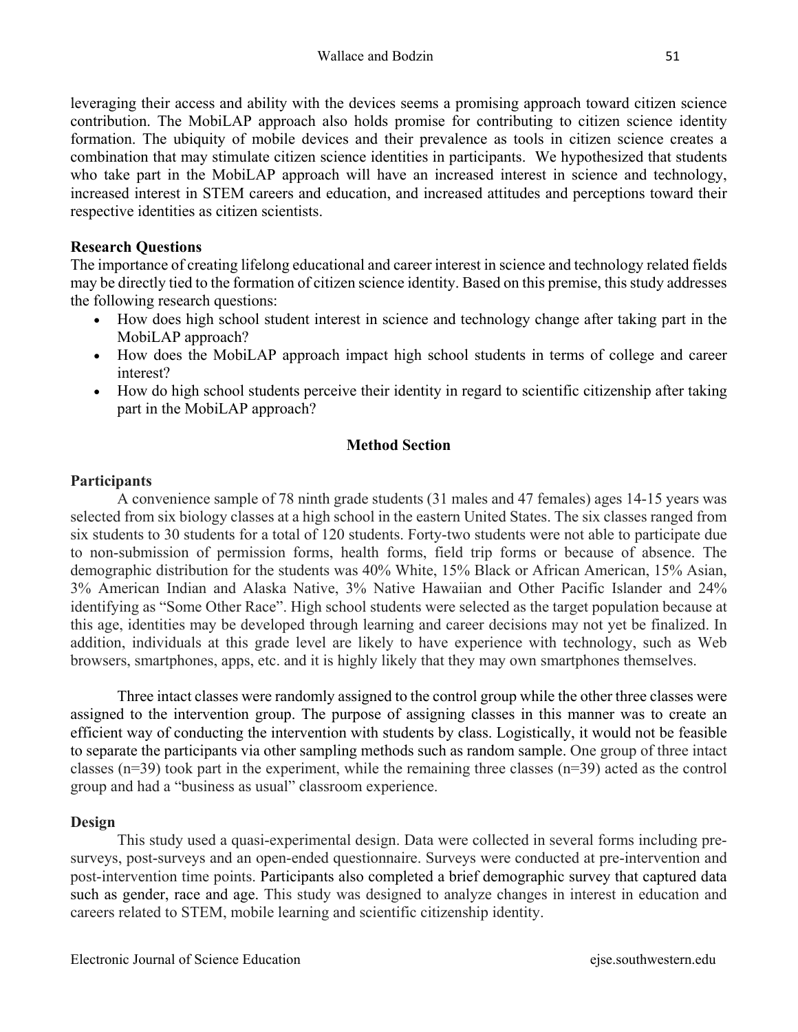leveraging their access and ability with the devices seems a promising approach toward citizen science contribution. The MobiLAP approach also holds promise for contributing to citizen science identity formation. The ubiquity of mobile devices and their prevalence as tools in citizen science creates a combination that may stimulate citizen science identities in participants. We hypothesized that students who take part in the MobiLAP approach will have an increased interest in science and technology, increased interest in STEM careers and education, and increased attitudes and perceptions toward their respective identities as citizen scientists.

### Research Questions

The importance of creating lifelong educational and career interest in science and technology related fields may be directly tied to the formation of citizen science identity. Based on this premise, this study addresses the following research questions:

- How does high school student interest in science and technology change after taking part in the MobiLAP approach?
- How does the MobiLAP approach impact high school students in terms of college and career interest?
- How do high school students perceive their identity in regard to scientific citizenship after taking part in the MobiLAP approach?

## Method Section

### Participants

A convenience sample of 78 ninth grade students (31 males and 47 females) ages 14-15 years was selected from six biology classes at a high school in the eastern United States. The six classes ranged from six students to 30 students for a total of 120 students. Forty-two students were not able to participate due to non-submission of permission forms, health forms, field trip forms or because of absence. The demographic distribution for the students was 40% White, 15% Black or African American, 15% Asian, 3% American Indian and Alaska Native, 3% Native Hawaiian and Other Pacific Islander and 24% identifying as "Some Other Race". High school students were selected as the target population because at this age, identities may be developed through learning and career decisions may not yet be finalized. In addition, individuals at this grade level are likely to have experience with technology, such as Web browsers, smartphones, apps, etc. and it is highly likely that they may own smartphones themselves.

Three intact classes were randomly assigned to the control group while the other three classes were assigned to the intervention group. The purpose of assigning classes in this manner was to create an efficient way of conducting the intervention with students by class. Logistically, it would not be feasible to separate the participants via other sampling methods such as random sample. One group of three intact classes (n=39) took part in the experiment, while the remaining three classes (n=39) acted as the control group and had a "business as usual" classroom experience.

### Design

This study used a quasi-experimental design. Data were collected in several forms including pre-surveys, post-surveys and an open-ended questionnaire. Surveys were conducted at pre-intervention and post-intervention time points. Participants also completed a brief demographic survey that captured data such as gender, race and age. This study was designed to analyze changes in interest in education and careers related to STEM, mobile learning and scientific citizenship identity.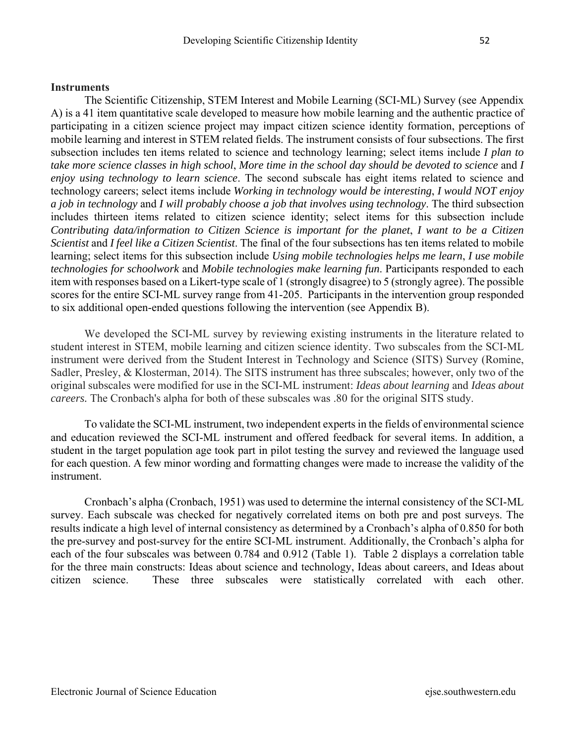### Instruments

The Scientific Citizenship, STEM Interest and Mobile Learning (SCI-ML) Survey (see Appendix A) is a 41 item quantitative scale developed to measure how mobile learning and the authentic practice of participating in a citizen science project may impact citizen science identity formation, perceptions of mobile learning and interest in STEM related fields. The instrument consists of four subsections. The first subsection includes ten items related to science and technology learning; select items include *I plan to take more science classes in high school*, *More time in the school day should be devoted to science* and *I enjoy using technology to learn science*. The second subscale has eight items related to science and technology careers; select items include *Working in technology would be interesting*, *I would NOT enjoy a job in technology* and *I will probably choose a job that involves using technology*. The third subsection includes thirteen items related to citizen science identity; select items for this subsection include *Contributing data/information to Citizen Science is important for the planet*, *I want to be a Citizen Scientist* and *I feel like a Citizen Scientist*. The final of the four subsections has ten items related to mobile learning; select items for this subsection include *Using mobile technologies helps me learn*, *I use mobile technologies for schoolwork* and *Mobile technologies make learning fun*. Participants responded to each item with responses based on a Likert-type scale of 1 (strongly disagree) to 5 (strongly agree). The possible scores for the entire SCI-ML survey range from 41-205. Participants in the intervention group responded to six additional open-ended questions following the intervention (see Appendix B).

We developed the SCI-ML survey by reviewing existing instruments in the literature related to student interest in STEM, mobile learning and citizen science identity. Two subscales from the SCI-ML instrument were derived from the Student Interest in Technology and Science (SITS) Survey (Romine, Sadler, Presley, & Klosterman, 2014). The SITS instrument has three subscales; however, only two of the original subscales were modified for use in the SCI-ML instrument: *Ideas about learning* and *Ideas about careers.* The Cronbach's alpha for both of these subscales was .80 for the original SITS study.

To validate the SCI-ML instrument, two independent experts in the fields of environmental science and education reviewed the SCI-ML instrument and offered feedback for several items. In addition, a student in the target population age took part in pilot testing the survey and reviewed the language used for each question. A few minor wording and formatting changes were made to increase the validity of the instrument.

Cronbach's alpha (Cronbach, 1951) was used to determine the internal consistency of the SCI-ML survey. Each subscale was checked for negatively correlated items on both pre and post surveys. The results indicate a high level of internal consistency as determined by a Cronbach's alpha of 0.850 for both the pre-survey and post-survey for the entire SCI-ML instrument. Additionally, the Cronbach's alpha for each of the four subscales was between 0.784 and 0.912 (Table 1). Table 2 displays a correlation table for the three main constructs: Ideas about science and technology, Ideas about careers, and Ideas about citizen science. These three subscales were statistically correlated with each other.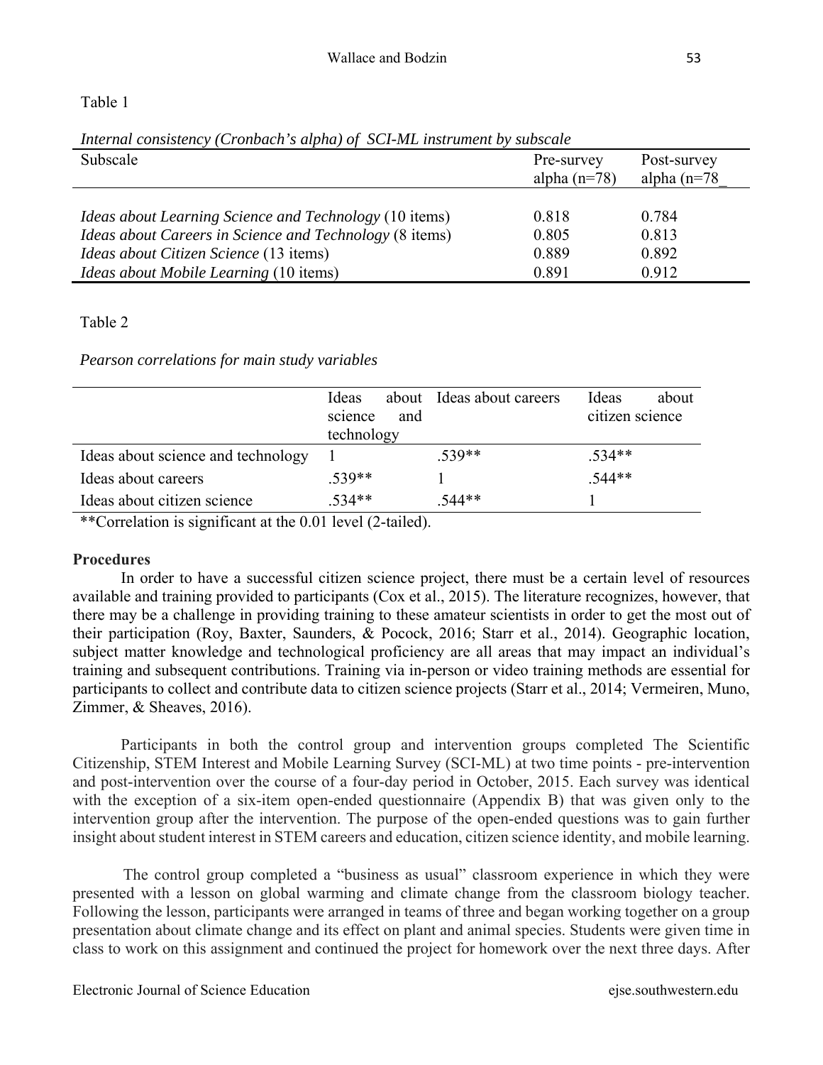Table 1

*Internal consistency (Cronbach's alpha) of SCI-ML instrument by subscale*

| Subscale | Pre-survey alpha (n=78) | Post-survey alpha (n=78_ |
|---|---|---|
| *Ideas about Learning Science and Technology* (10 items) | 0.818 | 0.784 |
| *Ideas about Careers in Science and Technology* (8 items) | 0.805 | 0.813 |
| *Ideas about Citizen Science* (13 items) | 0.889 | 0.892 |
| *Ideas about Mobile Learning* (10 items) | 0.891 | 0.912 |

Table 2

*Pearson correlations for main study variables*

| | Ideas about science and technology | Ideas about careers | Ideas about citizen science |
|---|---|---|---|
| Ideas about science and technology | 1 | .539** | .534** |
| Ideas about careers | .539** | 1 | .544** |
| Ideas about citizen science | .534** | .544** | 1 |

**Correlation is significant at the 0.01 level (2-tailed).

**Procedures**

In order to have a successful citizen science project, there must be a certain level of resources available and training provided to participants (Cox et al., 2015). The literature recognizes, however, that there may be a challenge in providing training to these amateur scientists in order to get the most out of their participation (Roy, Baxter, Saunders, & Pocock, 2016; Starr et al., 2014). Geographic location, subject matter knowledge and technological proficiency are all areas that may impact an individual's training and subsequent contributions. Training via in-person or video training methods are essential for participants to collect and contribute data to citizen science projects (Starr et al., 2014; Vermeiren, Muno, Zimmer, & Sheaves, 2016).

Participants in both the control group and intervention groups completed The Scientific Citizenship, STEM Interest and Mobile Learning Survey (SCI-ML) at two time points - pre-intervention and post-intervention over the course of a four-day period in October, 2015. Each survey was identical with the exception of a six-item open-ended questionnaire (Appendix B) that was given only to the intervention group after the intervention. The purpose of the open-ended questions was to gain further insight about student interest in STEM careers and education, citizen science identity, and mobile learning.

The control group completed a "business as usual" classroom experience in which they were presented with a lesson on global warming and climate change from the classroom biology teacher. Following the lesson, participants were arranged in teams of three and began working together on a group presentation about climate change and its effect on plant and animal species. Students were given time in class to work on this assignment and continued the project for homework over the next three days. After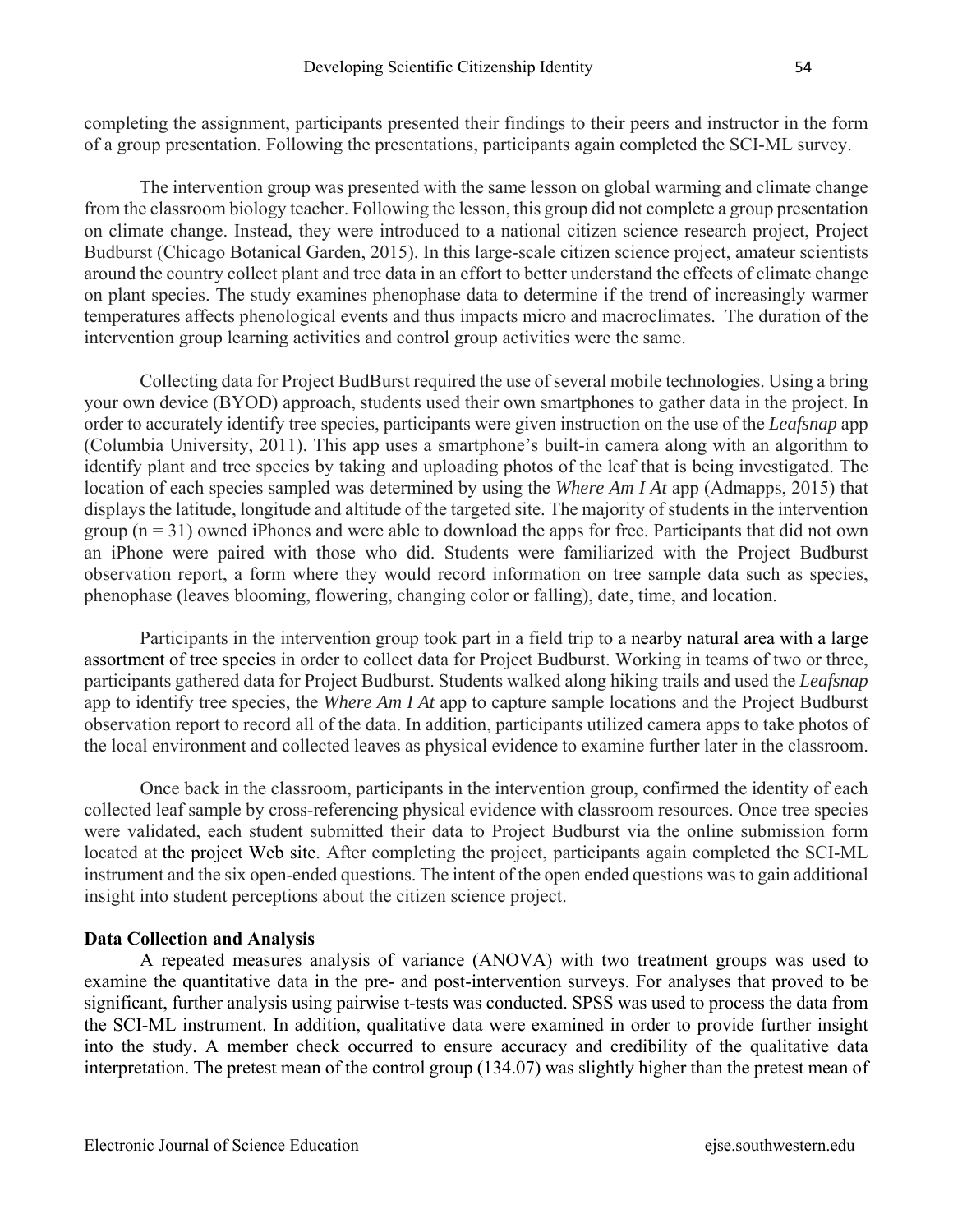completing the assignment, participants presented their findings to their peers and instructor in the form of a group presentation. Following the presentations, participants again completed the SCI-ML survey.

The intervention group was presented with the same lesson on global warming and climate change from the classroom biology teacher. Following the lesson, this group did not complete a group presentation on climate change. Instead, they were introduced to a national citizen science research project, Project Budburst (Chicago Botanical Garden, 2015). In this large-scale citizen science project, amateur scientists around the country collect plant and tree data in an effort to better understand the effects of climate change on plant species. The study examines phenophase data to determine if the trend of increasingly warmer temperatures affects phenological events and thus impacts micro and macroclimates. The duration of the intervention group learning activities and control group activities were the same.

Collecting data for Project BudBurst required the use of several mobile technologies. Using a bring your own device (BYOD) approach, students used their own smartphones to gather data in the project. In order to accurately identify tree species, participants were given instruction on the use of the *Leafsnap* app (Columbia University, 2011). This app uses a smartphone's built-in camera along with an algorithm to identify plant and tree species by taking and uploading photos of the leaf that is being investigated. The location of each species sampled was determined by using the *Where Am I At* app (Admapps, 2015) that displays the latitude, longitude and altitude of the targeted site. The majority of students in the intervention group (n = 31) owned iPhones and were able to download the apps for free. Participants that did not own an iPhone were paired with those who did. Students were familiarized with the Project Budburst observation report, a form where they would record information on tree sample data such as species, phenophase (leaves blooming, flowering, changing color or falling), date, time, and location.

Participants in the intervention group took part in a field trip to a nearby natural area with a large assortment of tree species in order to collect data for Project Budburst. Working in teams of two or three, participants gathered data for Project Budburst. Students walked along hiking trails and used the *Leafsnap* app to identify tree species, the *Where Am I At* app to capture sample locations and the Project Budburst observation report to record all of the data. In addition, participants utilized camera apps to take photos of the local environment and collected leaves as physical evidence to examine further later in the classroom.

Once back in the classroom, participants in the intervention group, confirmed the identity of each collected leaf sample by cross-referencing physical evidence with classroom resources. Once tree species were validated, each student submitted their data to Project Budburst via the online submission form located at the project Web site. After completing the project, participants again completed the SCI-ML instrument and the six open-ended questions. The intent of the open ended questions was to gain additional insight into student perceptions about the citizen science project.

## Data Collection and Analysis

A repeated measures analysis of variance (ANOVA) with two treatment groups was used to examine the quantitative data in the pre- and post-intervention surveys. For analyses that proved to be significant, further analysis using pairwise t-tests was conducted. SPSS was used to process the data from the SCI-ML instrument. In addition, qualitative data were examined in order to provide further insight into the study. A member check occurred to ensure accuracy and credibility of the qualitative data interpretation. The pretest mean of the control group (134.07) was slightly higher than the pretest mean of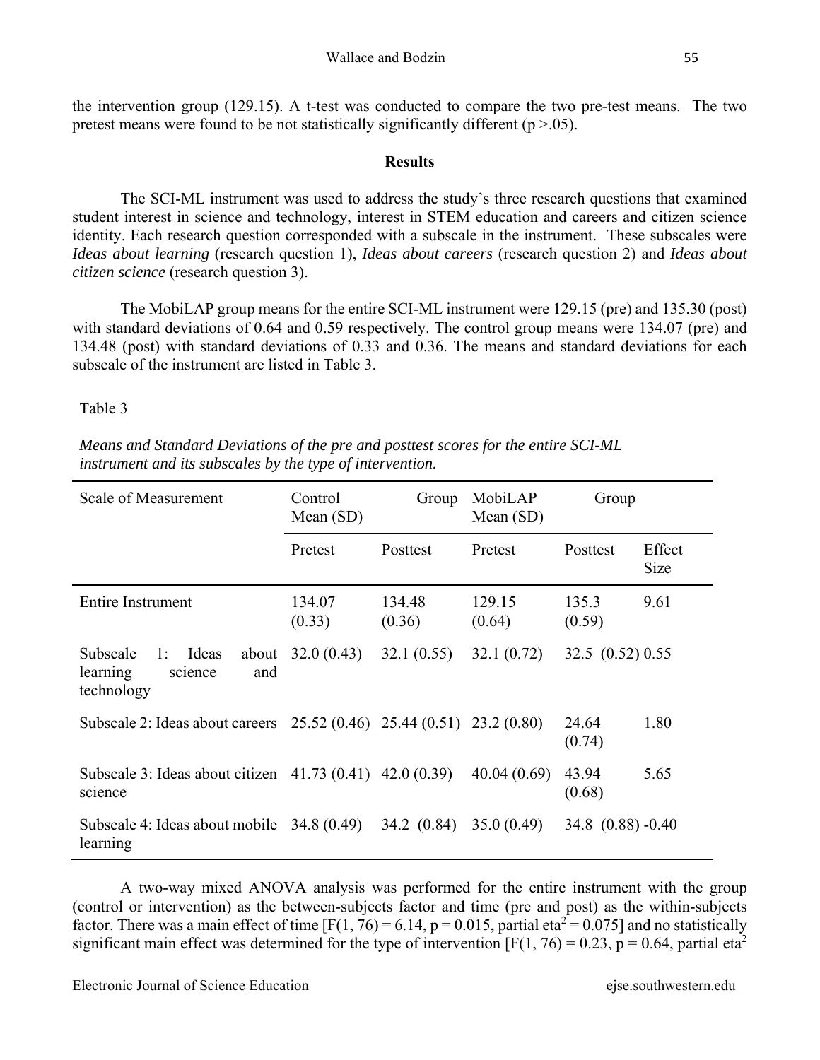the intervention group (129.15). A t-test was conducted to compare the two pre-test means. The two pretest means were found to be not statistically significantly different ($p > .05$).

## Results

The SCI-ML instrument was used to address the study's three research questions that examined student interest in science and technology, interest in STEM education and careers and citizen science identity. Each research question corresponded with a subscale in the instrument. These subscales were *Ideas about learning* (research question 1), *Ideas about careers* (research question 2) and *Ideas about citizen science* (research question 3).

The MobiLAP group means for the entire SCI-ML instrument were 129.15 (pre) and 135.30 (post) with standard deviations of 0.64 and 0.59 respectively. The control group means were 134.07 (pre) and 134.48 (post) with standard deviations of 0.33 and 0.36. The means and standard deviations for each subscale of the instrument are listed in Table 3.

Table 3

*Means and Standard Deviations of the pre and posttest scores for the entire SCI-ML instrument and its subscales by the type of intervention.*

| Scale of Measurement | Control Group Mean (SD) | | MobiLAP Group Mean (SD) | | |
|---|---|---|---|---|---|
| | Pretest | Posttest | Pretest | Posttest | Effect Size |
| Entire Instrument | 134.07 (0.33) | 134.48 (0.36) | 129.15 (0.64) | 135.3 (0.59) | 9.61 |
| Subscale 1: Ideas about learning science and technology | 32.0 (0.43) | 32.1 (0.55) | 32.1 (0.72) | 32.5 (0.52) | 0.55 |
| Subscale 2: Ideas about careers | 25.52 (0.46) | 25.44 (0.51) | 23.2 (0.80) | 24.64 (0.74) | 1.80 |
| Subscale 3: Ideas about citizen science | 41.73 (0.41) | 42.0 (0.39) | 40.04 (0.69) | 43.94 (0.68) | 5.65 |
| Subscale 4: Ideas about mobile learning | 34.8 (0.49) | 34.2 (0.84) | 35.0 (0.49) | 34.8 (0.88) | -0.40 |

A two-way mixed ANOVA analysis was performed for the entire instrument with the group (control or intervention) as the between-subjects factor and time (pre and post) as the within-subjects factor. There was a main effect of time [$F(1, 76) = 6.14$, $p = 0.015$, partial $eta^2 = 0.075$] and no statistically significant main effect was determined for the type of intervention [$F(1, 76) = 0.23$, $p = 0.64$, partial $eta^2$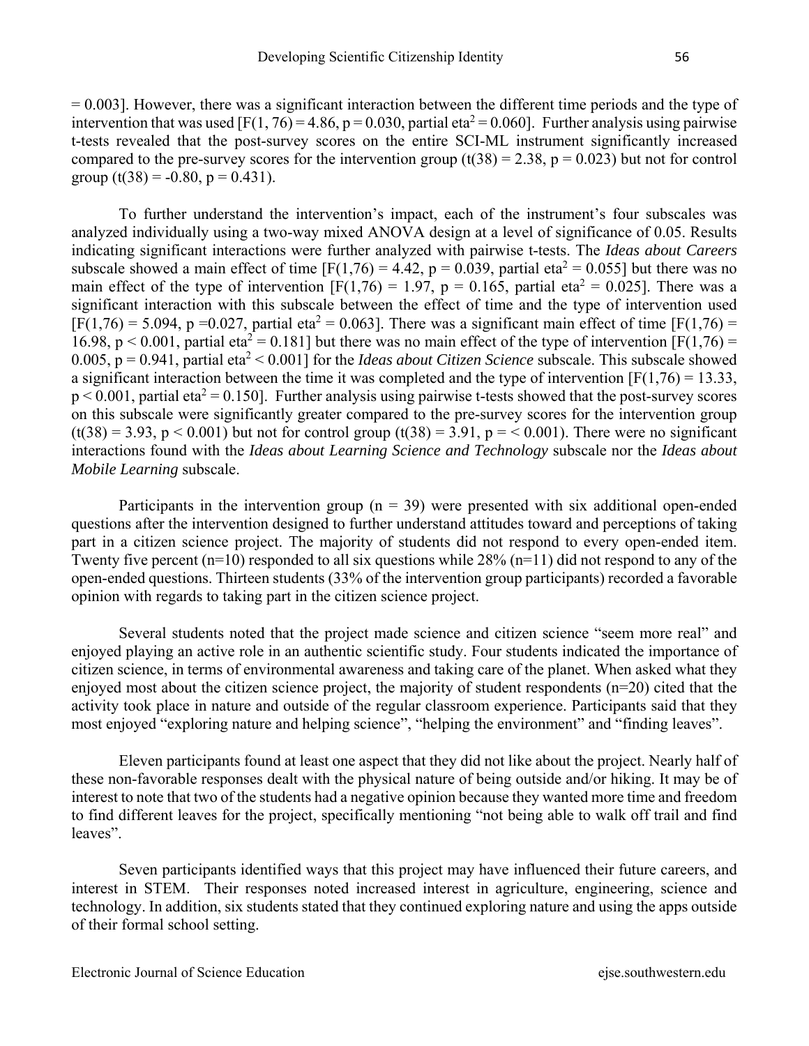= 0.003]. However, there was a significant interaction between the different time periods and the type of intervention that was used [$F(1, 76) = 4.86$, $p = 0.030$, partial $eta^2 = 0.060$]. Further analysis using pairwise t-tests revealed that the post-survey scores on the entire SCI-ML instrument significantly increased compared to the pre-survey scores for the intervention group ($t(38) = 2.38$, $p = 0.023$) but not for control group ($t(38) = -0.80$, $p = 0.431$).

To further understand the intervention's impact, each of the instrument's four subscales was analyzed individually using a two-way mixed ANOVA design at a level of significance of 0.05. Results indicating significant interactions were further analyzed with pairwise t-tests. The *Ideas about Careers* subscale showed a main effect of time [$F(1,76) = 4.42$, $p = 0.039$, partial $eta^2 = 0.055$] but there was no main effect of the type of intervention [$F(1,76) = 1.97$, $p = 0.165$, partial $eta^2 = 0.025$]. There was a significant interaction with this subscale between the effect of time and the type of intervention used [$F(1,76) = 5.094$, $p = 0.027$, partial $eta^2 = 0.063$]. There was a significant main effect of time [$F(1,76) = 16.98$, $p < 0.001$, partial $eta^2 = 0.181$] but there was no main effect of the type of intervention [$F(1,76) = 0.005$, $p = 0.941$, partial $eta^2 < 0.001$] for the *Ideas about Citizen Science* subscale. This subscale showed a significant interaction between the time it was completed and the type of intervention [$F(1,76) = 13.33$, $p < 0.001$, partial $eta^2 = 0.150$]. Further analysis using pairwise t-tests showed that the post-survey scores on this subscale were significantly greater compared to the pre-survey scores for the intervention group ($t(38) = 3.93$, $p < 0.001$) but not for control group ($t(38) = 3.91$, $p = < 0.001$). There were no significant interactions found with the *Ideas about Learning Science and Technology* subscale nor the *Ideas about Mobile Learning* subscale.

Participants in the intervention group ($n = 39$) were presented with six additional open-ended questions after the intervention designed to further understand attitudes toward and perceptions of taking part in a citizen science project. The majority of students did not respond to every open-ended item. Twenty five percent (n=10) responded to all six questions while 28% (n=11) did not respond to any of the open-ended questions. Thirteen students (33% of the intervention group participants) recorded a favorable opinion with regards to taking part in the citizen science project.

Several students noted that the project made science and citizen science "seem more real" and enjoyed playing an active role in an authentic scientific study. Four students indicated the importance of citizen science, in terms of environmental awareness and taking care of the planet. When asked what they enjoyed most about the citizen science project, the majority of student respondents (n=20) cited that the activity took place in nature and outside of the regular classroom experience. Participants said that they most enjoyed "exploring nature and helping science", "helping the environment" and "finding leaves".

Eleven participants found at least one aspect that they did not like about the project. Nearly half of these non-favorable responses dealt with the physical nature of being outside and/or hiking. It may be of interest to note that two of the students had a negative opinion because they wanted more time and freedom to find different leaves for the project, specifically mentioning "not being able to walk off trail and find leaves".

Seven participants identified ways that this project may have influenced their future careers, and interest in STEM. Their responses noted increased interest in agriculture, engineering, science and technology. In addition, six students stated that they continued exploring nature and using the apps outside of their formal school setting.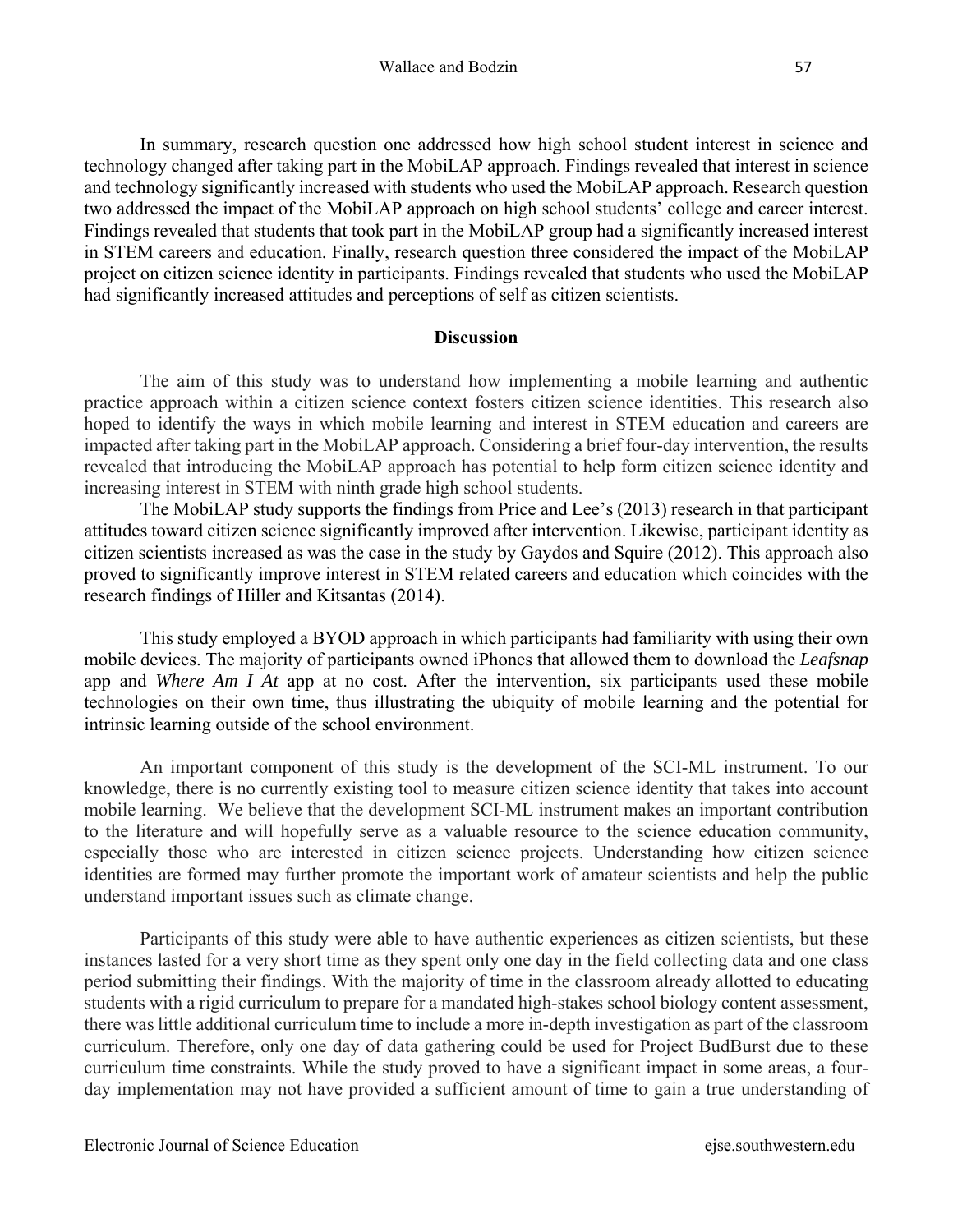In summary, research question one addressed how high school student interest in science and technology changed after taking part in the MobiLAP approach. Findings revealed that interest in science and technology significantly increased with students who used the MobiLAP approach. Research question two addressed the impact of the MobiLAP approach on high school students' college and career interest. Findings revealed that students that took part in the MobiLAP group had a significantly increased interest in STEM careers and education. Finally, research question three considered the impact of the MobiLAP project on citizen science identity in participants. Findings revealed that students who used the MobiLAP had significantly increased attitudes and perceptions of self as citizen scientists.

## Discussion

The aim of this study was to understand how implementing a mobile learning and authentic practice approach within a citizen science context fosters citizen science identities. This research also hoped to identify the ways in which mobile learning and interest in STEM education and careers are impacted after taking part in the MobiLAP approach. Considering a brief four-day intervention, the results revealed that introducing the MobiLAP approach has potential to help form citizen science identity and increasing interest in STEM with ninth grade high school students.

The MobiLAP study supports the findings from Price and Lee's (2013) research in that participant attitudes toward citizen science significantly improved after intervention. Likewise, participant identity as citizen scientists increased as was the case in the study by Gaydos and Squire (2012). This approach also proved to significantly improve interest in STEM related careers and education which coincides with the research findings of Hiller and Kitsantas (2014).

This study employed a BYOD approach in which participants had familiarity with using their own mobile devices. The majority of participants owned iPhones that allowed them to download the *Leafsnap* app and *Where Am I At* app at no cost. After the intervention, six participants used these mobile technologies on their own time, thus illustrating the ubiquity of mobile learning and the potential for intrinsic learning outside of the school environment.

An important component of this study is the development of the SCI-ML instrument. To our knowledge, there is no currently existing tool to measure citizen science identity that takes into account mobile learning. We believe that the development SCI-ML instrument makes an important contribution to the literature and will hopefully serve as a valuable resource to the science education community, especially those who are interested in citizen science projects. Understanding how citizen science identities are formed may further promote the important work of amateur scientists and help the public understand important issues such as climate change.

Participants of this study were able to have authentic experiences as citizen scientists, but these instances lasted for a very short time as they spent only one day in the field collecting data and one class period submitting their findings. With the majority of time in the classroom already allotted to educating students with a rigid curriculum to prepare for a mandated high-stakes school biology content assessment, there was little additional curriculum time to include a more in-depth investigation as part of the classroom curriculum. Therefore, only one day of data gathering could be used for Project BudBurst due to these curriculum time constraints. While the study proved to have a significant impact in some areas, a four-day implementation may not have provided a sufficient amount of time to gain a true understanding of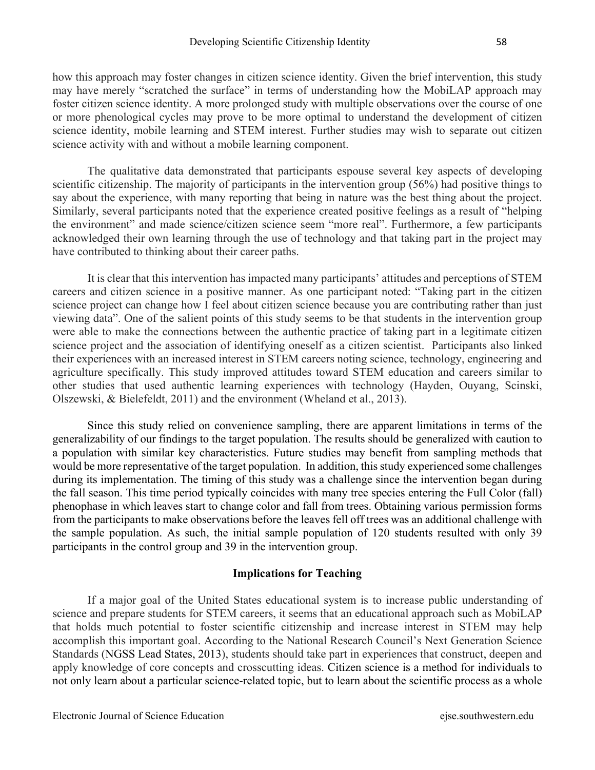how this approach may foster changes in citizen science identity. Given the brief intervention, this study may have merely "scratched the surface" in terms of understanding how the MobiLAP approach may foster citizen science identity. A more prolonged study with multiple observations over the course of one or more phenological cycles may prove to be more optimal to understand the development of citizen science identity, mobile learning and STEM interest. Further studies may wish to separate out citizen science activity with and without a mobile learning component.

The qualitative data demonstrated that participants espouse several key aspects of developing scientific citizenship. The majority of participants in the intervention group (56%) had positive things to say about the experience, with many reporting that being in nature was the best thing about the project. Similarly, several participants noted that the experience created positive feelings as a result of "helping the environment" and made science/citizen science seem "more real". Furthermore, a few participants acknowledged their own learning through the use of technology and that taking part in the project may have contributed to thinking about their career paths.

It is clear that this intervention has impacted many participants' attitudes and perceptions of STEM careers and citizen science in a positive manner. As one participant noted: "Taking part in the citizen science project can change how I feel about citizen science because you are contributing rather than just viewing data". One of the salient points of this study seems to be that students in the intervention group were able to make the connections between the authentic practice of taking part in a legitimate citizen science project and the association of identifying oneself as a citizen scientist. Participants also linked their experiences with an increased interest in STEM careers noting science, technology, engineering and agriculture specifically. This study improved attitudes toward STEM education and careers similar to other studies that used authentic learning experiences with technology (Hayden, Ouyang, Scinski, Olszewski, & Bielefeldt, 2011) and the environment (Wheland et al., 2013).

Since this study relied on convenience sampling, there are apparent limitations in terms of the generalizability of our findings to the target population. The results should be generalized with caution to a population with similar key characteristics. Future studies may benefit from sampling methods that would be more representative of the target population. In addition, this study experienced some challenges during its implementation. The timing of this study was a challenge since the intervention began during the fall season. This time period typically coincides with many tree species entering the Full Color (fall) phenophase in which leaves start to change color and fall from trees. Obtaining various permission forms from the participants to make observations before the leaves fell off trees was an additional challenge with the sample population. As such, the initial sample population of 120 students resulted with only 39 participants in the control group and 39 in the intervention group.

## Implications for Teaching

If a major goal of the United States educational system is to increase public understanding of science and prepare students for STEM careers, it seems that an educational approach such as MobiLAP that holds much potential to foster scientific citizenship and increase interest in STEM may help accomplish this important goal. According to the National Research Council's Next Generation Science Standards (NGSS Lead States, 2013), students should take part in experiences that construct, deepen and apply knowledge of core concepts and crosscutting ideas. Citizen science is a method for individuals to not only learn about a particular science-related topic, but to learn about the scientific process as a whole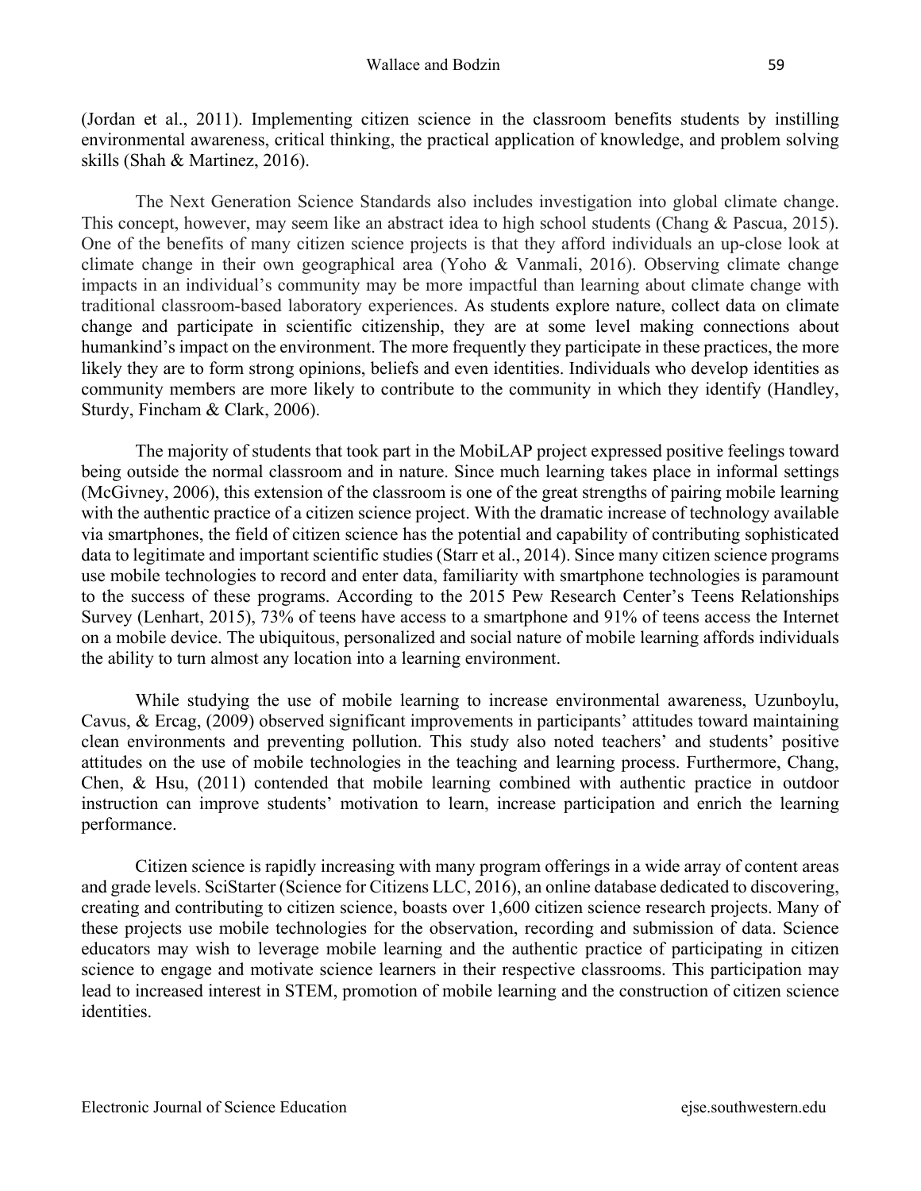(Jordan et al., 2011). Implementing citizen science in the classroom benefits students by instilling environmental awareness, critical thinking, the practical application of knowledge, and problem solving skills (Shah & Martinez, 2016).

The Next Generation Science Standards also includes investigation into global climate change. This concept, however, may seem like an abstract idea to high school students (Chang & Pascua, 2015). One of the benefits of many citizen science projects is that they afford individuals an up-close look at climate change in their own geographical area (Yoho & Vanmali, 2016). Observing climate change impacts in an individual's community may be more impactful than learning about climate change with traditional classroom-based laboratory experiences. As students explore nature, collect data on climate change and participate in scientific citizenship, they are at some level making connections about humankind's impact on the environment. The more frequently they participate in these practices, the more likely they are to form strong opinions, beliefs and even identities. Individuals who develop identities as community members are more likely to contribute to the community in which they identify (Handley, Sturdy, Fincham & Clark, 2006).

The majority of students that took part in the MobiLAP project expressed positive feelings toward being outside the normal classroom and in nature. Since much learning takes place in informal settings (McGivney, 2006), this extension of the classroom is one of the great strengths of pairing mobile learning with the authentic practice of a citizen science project. With the dramatic increase of technology available via smartphones, the field of citizen science has the potential and capability of contributing sophisticated data to legitimate and important scientific studies (Starr et al., 2014). Since many citizen science programs use mobile technologies to record and enter data, familiarity with smartphone technologies is paramount to the success of these programs. According to the 2015 Pew Research Center's Teens Relationships Survey (Lenhart, 2015), 73% of teens have access to a smartphone and 91% of teens access the Internet on a mobile device. The ubiquitous, personalized and social nature of mobile learning affords individuals the ability to turn almost any location into a learning environment.

While studying the use of mobile learning to increase environmental awareness, Uzunboylu, Cavus, & Ercag, (2009) observed significant improvements in participants' attitudes toward maintaining clean environments and preventing pollution. This study also noted teachers' and students' positive attitudes on the use of mobile technologies in the teaching and learning process. Furthermore, Chang, Chen, & Hsu, (2011) contended that mobile learning combined with authentic practice in outdoor instruction can improve students' motivation to learn, increase participation and enrich the learning performance.

Citizen science is rapidly increasing with many program offerings in a wide array of content areas and grade levels. SciStarter (Science for Citizens LLC, 2016), an online database dedicated to discovering, creating and contributing to citizen science, boasts over 1,600 citizen science research projects. Many of these projects use mobile technologies for the observation, recording and submission of data. Science educators may wish to leverage mobile learning and the authentic practice of participating in citizen science to engage and motivate science learners in their respective classrooms. This participation may lead to increased interest in STEM, promotion of mobile learning and the construction of citizen science identities.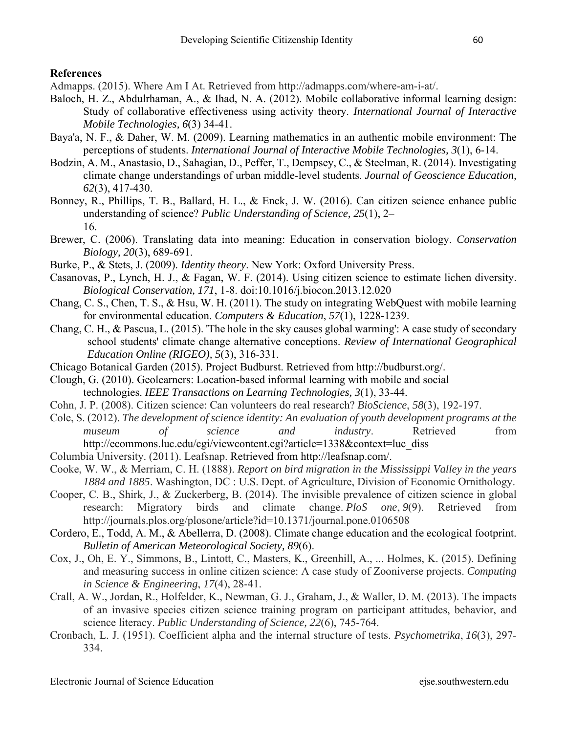## References

Admapps. (2015). Where Am I At. Retrieved from http://admapps.com/where-am-i-at/.

Baloch, H. Z., Abdulrhaman, A., & Ihad, N. A. (2012). Mobile collaborative informal learning design: Study of collaborative effectiveness using activity theory. *International Journal of Interactive Mobile Technologies, 6*(3) 34-41.

Baya'a, N. F., & Daher, W. M. (2009). Learning mathematics in an authentic mobile environment: The perceptions of students. *International Journal of Interactive Mobile Technologies, 3*(1), 6-14.

Bodzin, A. M., Anastasio, D., Sahagian, D., Peffer, T., Dempsey, C., & Steelman, R. (2014). Investigating climate change understandings of urban middle-level students. *Journal of Geoscience Education, 62*(3), 417-430.

Bonney, R., Phillips, T. B., Ballard, H. L., & Enck, J. W. (2016). Can citizen science enhance public understanding of science? *Public Understanding of Science, 25*(1), 2–16.

Brewer, C. (2006). Translating data into meaning: Education in conservation biology. *Conservation Biology, 20*(3), 689-691.

Burke, P., & Stets, J. (2009). *Identity theory*. New York: Oxford University Press.

Casanovas, P., Lynch, H. J., & Fagan, W. F. (2014). Using citizen science to estimate lichen diversity. *Biological Conservation, 171*, 1-8. doi:10.1016/j.biocon.2013.12.020

Chang, C. S., Chen, T. S., & Hsu, W. H. (2011). The study on integrating WebQuest with mobile learning for environmental education. *Computers & Education*, *57*(1), 1228-1239.

Chang, C. H., & Pascua, L. (2015). 'The hole in the sky causes global warming': A case study of secondary school students' climate change alternative conceptions. *Review of International Geographical Education Online (RIGEO), 5*(3), 316-331.

Chicago Botanical Garden (2015). Project Budburst. Retrieved from http://budburst.org/.

Clough, G. (2010). Geolearners: Location-based informal learning with mobile and social technologies. *IEEE Transactions on Learning Technologies, 3*(1), 33-44.

Cohn, J. P. (2008). Citizen science: Can volunteers do real research? *BioScience*, *58*(3), 192-197.

Cole, S. (2012). *The development of science identity: An evaluation of youth development programs at the museum of science and industry*. Retrieved from http://ecommons.luc.edu/cgi/viewcontent.cgi?article=1338&context=luc_diss

Columbia University. (2011). Leafsnap. Retrieved from http://leafsnap.com/.

Cooke, W. W., & Merriam, C. H. (1888). *Report on bird migration in the Mississippi Valley in the years 1884 and 1885*. Washington, DC : U.S. Dept. of Agriculture, Division of Economic Ornithology.

Cooper, C. B., Shirk, J., & Zuckerberg, B. (2014). The invisible prevalence of citizen science in global research: Migratory birds and climate change. *PloS one*, *9*(9). Retrieved from http://journals.plos.org/plosone/article?id=10.1371/journal.pone.0106508

Cordero, E., Todd, A. M., & Abellerra, D. (2008). Climate change education and the ecological footprint. *Bulletin of American Meteorological Society, 89*(6).

Cox, J., Oh, E. Y., Simmons, B., Lintott, C., Masters, K., Greenhill, A., ... Holmes, K. (2015). Defining and measuring success in online citizen science: A case study of Zooniverse projects. *Computing in Science & Engineering*, *17*(4), 28-41.

Crall, A. W., Jordan, R., Holfelder, K., Newman, G. J., Graham, J., & Waller, D. M. (2013). The impacts of an invasive species citizen science training program on participant attitudes, behavior, and science literacy. *Public Understanding of Science, 22*(6), 745-764.

Cronbach, L. J. (1951). Coefficient alpha and the internal structure of tests. *Psychometrika*, *16*(3), 297-334.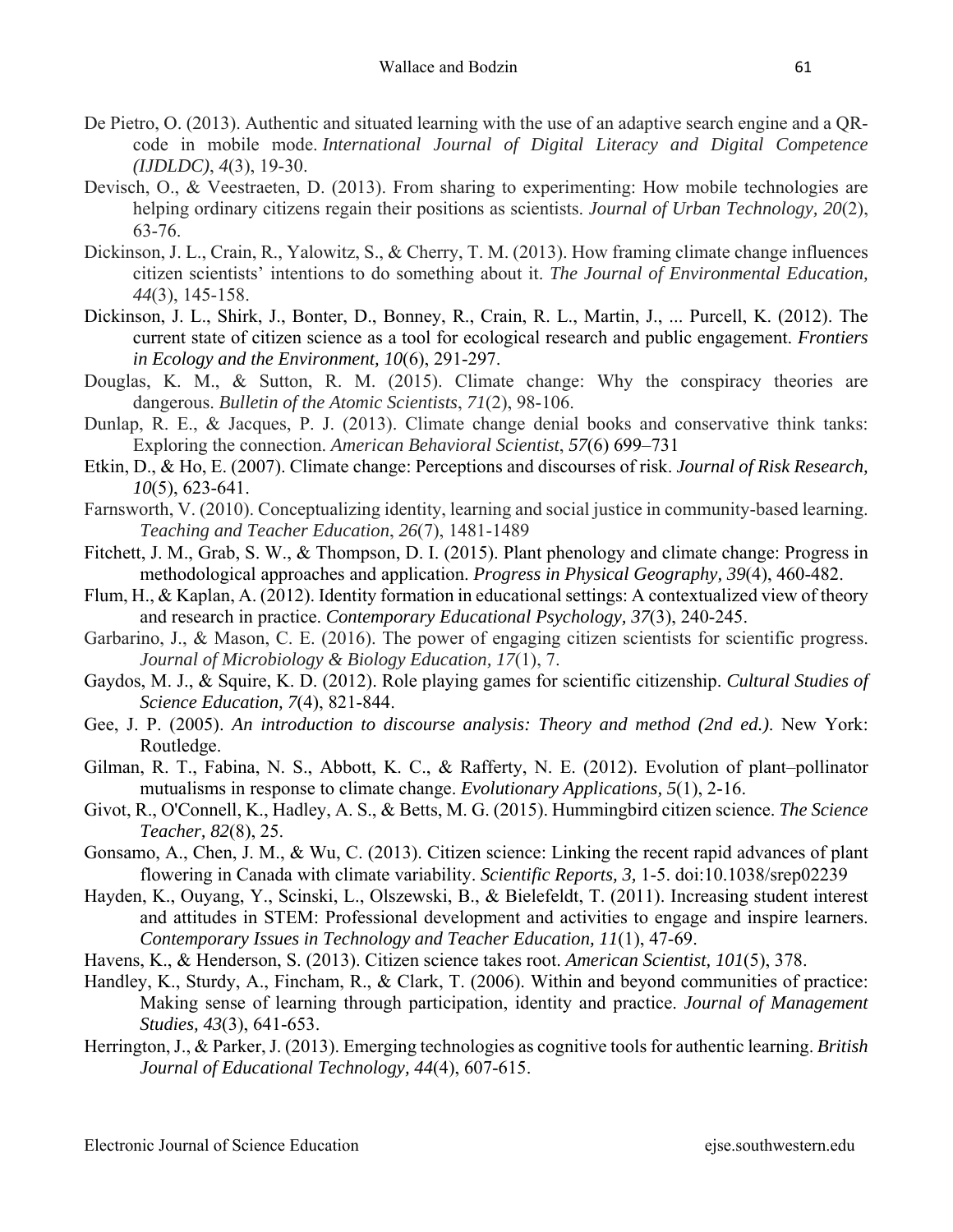De Pietro, O. (2013). Authentic and situated learning with the use of an adaptive search engine and a QR-code in mobile mode. *International Journal of Digital Literacy and Digital Competence (IJDLDC)*, *4*(3), 19-30.

Devisch, O., & Veestraeten, D. (2013). From sharing to experimenting: How mobile technologies are helping ordinary citizens regain their positions as scientists. *Journal of Urban Technology, 20*(2), 63-76.

Dickinson, J. L., Crain, R., Yalowitz, S., & Cherry, T. M. (2013). How framing climate change influences citizen scientists' intentions to do something about it. *The Journal of Environmental Education, 44*(3), 145-158.

Dickinson, J. L., Shirk, J., Bonter, D., Bonney, R., Crain, R. L., Martin, J., ... Purcell, K. (2012). The current state of citizen science as a tool for ecological research and public engagement. *Frontiers in Ecology and the Environment, 10*(6), 291-297.

Douglas, K. M., & Sutton, R. M. (2015). Climate change: Why the conspiracy theories are dangerous. *Bulletin of the Atomic Scientists*, *71*(2), 98-106.

Dunlap, R. E., & Jacques, P. J. (2013). Climate change denial books and conservative think tanks: Exploring the connection. *American Behavioral Scientist*, *57*(6) 699–731

Etkin, D., & Ho, E. (2007). Climate change: Perceptions and discourses of risk. *Journal of Risk Research, 10*(5), 623-641.

Farnsworth, V. (2010). Conceptualizing identity, learning and social justice in community-based learning. *Teaching and Teacher Education*, *26*(7), 1481-1489

Fitchett, J. M., Grab, S. W., & Thompson, D. I. (2015). Plant phenology and climate change: Progress in methodological approaches and application. *Progress in Physical Geography, 39*(4), 460-482.

Flum, H., & Kaplan, A. (2012). Identity formation in educational settings: A contextualized view of theory and research in practice. *Contemporary Educational Psychology, 37*(3), 240-245.

Garbarino, J., & Mason, C. E. (2016). The power of engaging citizen scientists for scientific progress. *Journal of Microbiology & Biology Education, 17*(1), 7.

Gaydos, M. J., & Squire, K. D. (2012). Role playing games for scientific citizenship. *Cultural Studies of Science Education, 7*(4), 821-844.

Gee, J. P. (2005). *An introduction to discourse analysis: Theory and method (2nd ed.).* New York: Routledge.

Gilman, R. T., Fabina, N. S., Abbott, K. C., & Rafferty, N. E. (2012). Evolution of plant–pollinator mutualisms in response to climate change. *Evolutionary Applications, 5*(1), 2-16.

Givot, R., O'Connell, K., Hadley, A. S., & Betts, M. G. (2015). Hummingbird citizen science. *The Science Teacher, 82*(8), 25.

Gonsamo, A., Chen, J. M., & Wu, C. (2013). Citizen science: Linking the recent rapid advances of plant flowering in Canada with climate variability. *Scientific Reports, 3,* 1-5. doi:10.1038/srep02239

Hayden, K., Ouyang, Y., Scinski, L., Olszewski, B., & Bielefeldt, T. (2011). Increasing student interest and attitudes in STEM: Professional development and activities to engage and inspire learners. *Contemporary Issues in Technology and Teacher Education, 11*(1), 47-69.

Havens, K., & Henderson, S. (2013). Citizen science takes root. *American Scientist, 101*(5), 378.

Handley, K., Sturdy, A., Fincham, R., & Clark, T. (2006). Within and beyond communities of practice: Making sense of learning through participation, identity and practice. *Journal of Management Studies, 43*(3), 641-653.

Herrington, J., & Parker, J. (2013). Emerging technologies as cognitive tools for authentic learning. *British Journal of Educational Technology, 44*(4), 607-615.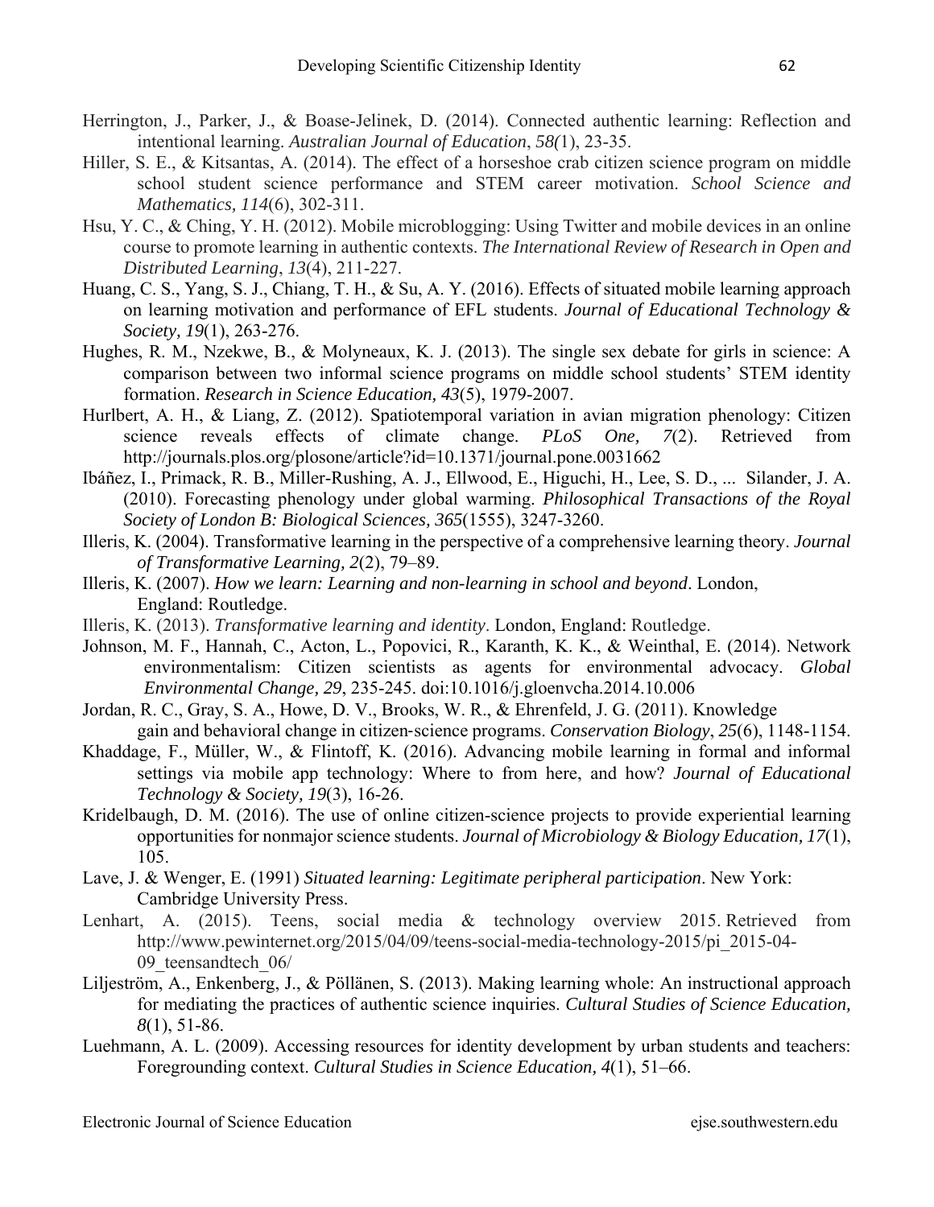Herrington, J., Parker, J., & Boase-Jelinek, D. (2014). Connected authentic learning: Reflection and intentional learning. *Australian Journal of Education*, *58(*1), 23-35.

Hiller, S. E., & Kitsantas, A. (2014). The effect of a horseshoe crab citizen science program on middle school student science performance and STEM career motivation. *School Science and Mathematics, 114*(6), 302-311.

Hsu, Y. C., & Ching, Y. H. (2012). Mobile microblogging: Using Twitter and mobile devices in an online course to promote learning in authentic contexts. *The International Review of Research in Open and Distributed Learning*, *13*(4), 211-227.

Huang, C. S., Yang, S. J., Chiang, T. H., & Su, A. Y. (2016). Effects of situated mobile learning approach on learning motivation and performance of EFL students. *Journal of Educational Technology & Society, 19*(1), 263-276.

Hughes, R. M., Nzekwe, B., & Molyneaux, K. J. (2013). The single sex debate for girls in science: A comparison between two informal science programs on middle school students' STEM identity formation. *Research in Science Education, 43*(5), 1979-2007.

Hurlbert, A. H., & Liang, Z. (2012). Spatiotemporal variation in avian migration phenology: Citizen science reveals effects of climate change. *PLoS One, 7*(2). Retrieved from http://journals.plos.org/plosone/article?id=10.1371/journal.pone.0031662

Ibáñez, I., Primack, R. B., Miller-Rushing, A. J., Ellwood, E., Higuchi, H., Lee, S. D., ... Silander, J. A. (2010). Forecasting phenology under global warming. *Philosophical Transactions of the Royal Society of London B: Biological Sciences, 365*(1555), 3247-3260.

Illeris, K. (2004). Transformative learning in the perspective of a comprehensive learning theory. *Journal of Transformative Learning, 2*(2), 79–89.

Illeris, K. (2007). *How we learn: Learning and non-learning in school and beyond*. London, England: Routledge.

Illeris, K. (2013). *Transformative learning and identity*. London, England: Routledge.

Johnson, M. F., Hannah, C., Acton, L., Popovici, R., Karanth, K. K., & Weinthal, E. (2014). Network environmentalism: Citizen scientists as agents for environmental advocacy. *Global Environmental Change, 29*, 235-245. doi:10.1016/j.gloenvcha.2014.10.006

Jordan, R. C., Gray, S. A., Howe, D. V., Brooks, W. R., & Ehrenfeld, J. G. (2011). Knowledge gain and behavioral change in citizen‐science programs. *Conservation Biology*, *25*(6), 1148-1154.

Khaddage, F., Müller, W., & Flintoff, K. (2016). Advancing mobile learning in formal and informal settings via mobile app technology: Where to from here, and how? *Journal of Educational Technology & Society, 19*(3), 16-26.

Kridelbaugh, D. M. (2016). The use of online citizen-science projects to provide experiential learning opportunities for nonmajor science students. *Journal of Microbiology & Biology Education, 17*(1), 105.

Lave, J. & Wenger, E. (1991) *Situated learning: Legitimate peripheral participation*. New York: Cambridge University Press.

Lenhart, A. (2015). Teens, social media & technology overview 2015. Retrieved from http://www.pewinternet.org/2015/04/09/teens-social-media-technology-2015/pi_2015-04-09_teensandtech_06/

Liljeström, A., Enkenberg, J., & Pöllänen, S. (2013). Making learning whole: An instructional approach for mediating the practices of authentic science inquiries. *Cultural Studies of Science Education, 8*(1), 51-86.

Luehmann, A. L. (2009). Accessing resources for identity development by urban students and teachers: Foregrounding context. *Cultural Studies in Science Education, 4*(1), 51–66.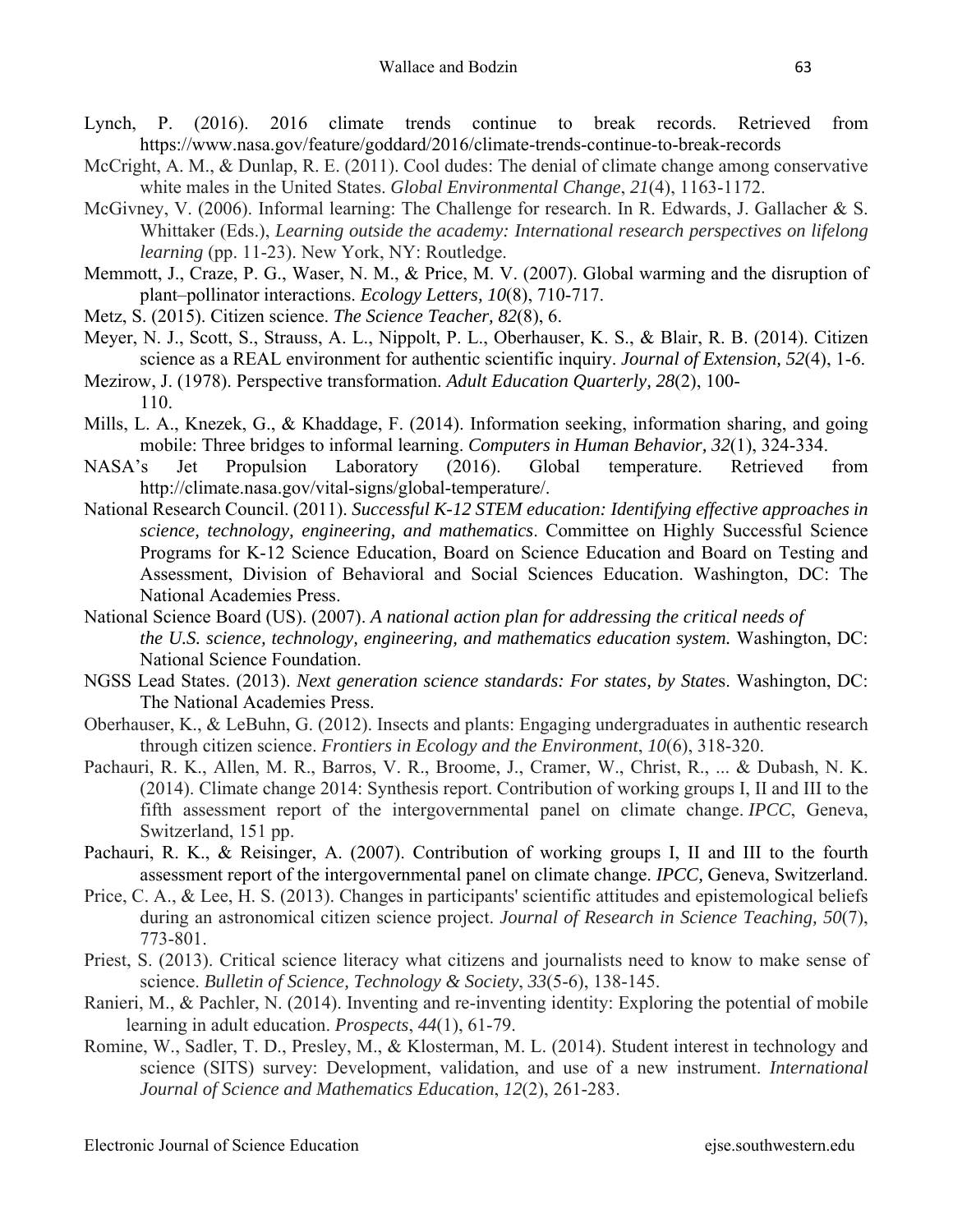Lynch, P. (2016). 2016 climate trends continue to break records. Retrieved from https://www.nasa.gov/feature/goddard/2016/climate-trends-continue-to-break-records

McCright, A. M., & Dunlap, R. E. (2011). Cool dudes: The denial of climate change among conservative white males in the United States. *Global Environmental Change*, *21*(4), 1163-1172.

McGivney, V. (2006). Informal learning: The Challenge for research. In R. Edwards, J. Gallacher & S. Whittaker (Eds.), *Learning outside the academy: International research perspectives on lifelong learning* (pp. 11-23). New York, NY: Routledge.

Memmott, J., Craze, P. G., Waser, N. M., & Price, M. V. (2007). Global warming and the disruption of plant–pollinator interactions. *Ecology Letters, 10*(8), 710-717.

Metz, S. (2015). Citizen science. *The Science Teacher, 82*(8), 6.

Meyer, N. J., Scott, S., Strauss, A. L., Nippolt, P. L., Oberhauser, K. S., & Blair, R. B. (2014). Citizen science as a REAL environment for authentic scientific inquiry. *Journal of Extension, 52*(4), 1-6.

Mezirow, J. (1978). Perspective transformation. *Adult Education Quarterly, 28*(2), 100-110.

Mills, L. A., Knezek, G., & Khaddage, F. (2014). Information seeking, information sharing, and going mobile: Three bridges to informal learning. *Computers in Human Behavior, 32*(1), 324-334.

NASA's Jet Propulsion Laboratory (2016). Global temperature. Retrieved from http://climate.nasa.gov/vital-signs/global-temperature/.

National Research Council. (2011). *Successful K-12 STEM education: Identifying effective approaches in science, technology, engineering, and mathematics*. Committee on Highly Successful Science Programs for K-12 Science Education, Board on Science Education and Board on Testing and Assessment, Division of Behavioral and Social Sciences Education. Washington, DC: The National Academies Press.

National Science Board (US). (2007). *A national action plan for addressing the critical needs of the U.S. science, technology, engineering, and mathematics education system.* Washington, DC: National Science Foundation.

NGSS Lead States. (2013). *Next generation science standards: For states, by States*. Washington, DC: The National Academies Press.

Oberhauser, K., & LeBuhn, G. (2012). Insects and plants: Engaging undergraduates in authentic research through citizen science. *Frontiers in Ecology and the Environment*, *10*(6), 318-320.

Pachauri, R. K., Allen, M. R., Barros, V. R., Broome, J., Cramer, W., Christ, R., ... & Dubash, N. K. (2014). Climate change 2014: Synthesis report. Contribution of working groups I, II and III to the fifth assessment report of the intergovernmental panel on climate change. *IPCC*, Geneva, Switzerland, 151 pp.

Pachauri, R. K., & Reisinger, A. (2007). Contribution of working groups I, II and III to the fourth assessment report of the intergovernmental panel on climate change. *IPCC,* Geneva, Switzerland.

Price, C. A., & Lee, H. S. (2013). Changes in participants' scientific attitudes and epistemological beliefs during an astronomical citizen science project. *Journal of Research in Science Teaching, 50*(7), 773-801.

Priest, S. (2013). Critical science literacy what citizens and journalists need to know to make sense of science. *Bulletin of Science, Technology & Society*, *33*(5-6), 138-145.

Ranieri, M., & Pachler, N. (2014). Inventing and re-inventing identity: Exploring the potential of mobile learning in adult education. *Prospects*, *44*(1), 61-79.

Romine, W., Sadler, T. D., Presley, M., & Klosterman, M. L. (2014). Student interest in technology and science (SITS) survey: Development, validation, and use of a new instrument. *International Journal of Science and Mathematics Education*, *12*(2), 261-283.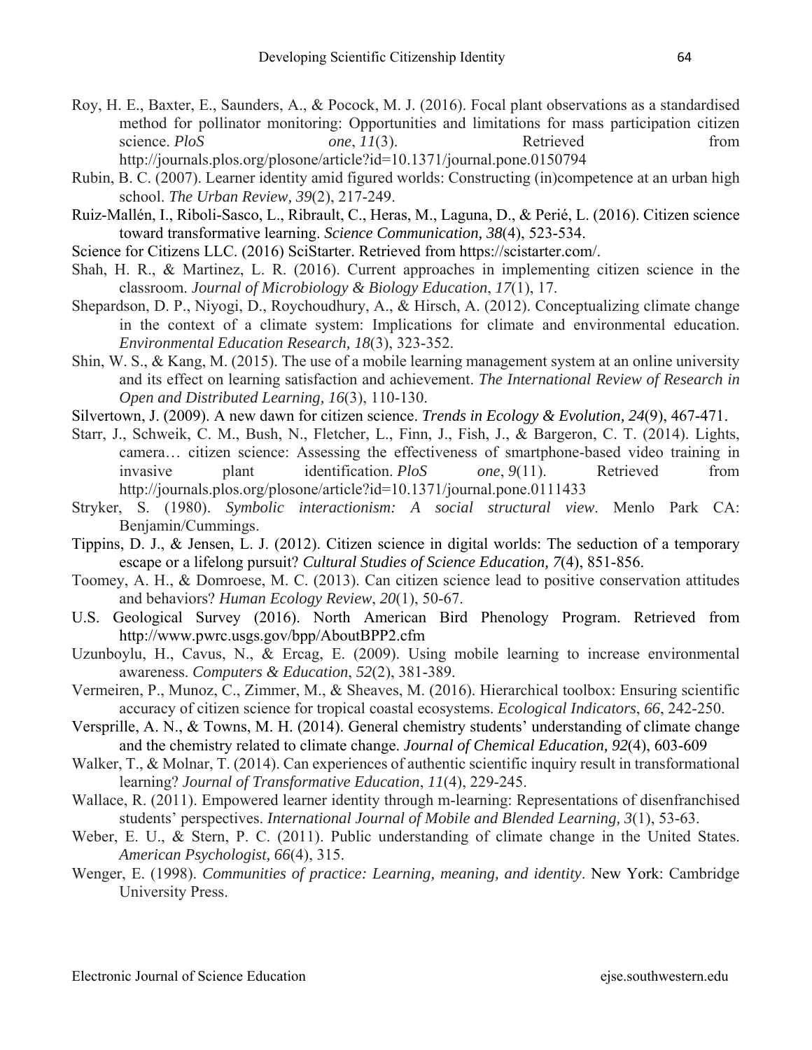Roy, H. E., Baxter, E., Saunders, A., & Pocock, M. J. (2016). Focal plant observations as a standardised method for pollinator monitoring: Opportunities and limitations for mass participation citizen science. *PloS one*, *11*(3). Retrieved from http://journals.plos.org/plosone/article?id=10.1371/journal.pone.0150794

Rubin, B. C. (2007). Learner identity amid figured worlds: Constructing (in)competence at an urban high school. *The Urban Review, 39*(2), 217-249.

Ruiz-Mallén, I., Riboli-Sasco, L., Ribrault, C., Heras, M., Laguna, D., & Perié, L. (2016). Citizen science toward transformative learning. *Science Communication, 38*(4), 523-534.

Science for Citizens LLC. (2016) SciStarter. Retrieved from https://scistarter.com/.

Shah, H. R., & Martinez, L. R. (2016). Current approaches in implementing citizen science in the classroom. *Journal of Microbiology & Biology Education*, *17*(1), 17.

Shepardson, D. P., Niyogi, D., Roychoudhury, A., & Hirsch, A. (2012). Conceptualizing climate change in the context of a climate system: Implications for climate and environmental education. *Environmental Education Research, 18*(3), 323-352.

Shin, W. S., & Kang, M. (2015). The use of a mobile learning management system at an online university and its effect on learning satisfaction and achievement. *The International Review of Research in Open and Distributed Learning, 16*(3), 110-130.

Silvertown, J. (2009). A new dawn for citizen science. *Trends in Ecology & Evolution, 24*(9), 467-471.

Starr, J., Schweik, C. M., Bush, N., Fletcher, L., Finn, J., Fish, J., & Bargeron, C. T. (2014). Lights, camera… citizen science: Assessing the effectiveness of smartphone-based video training in invasive plant identification. *PloS one*, *9*(11). Retrieved from http://journals.plos.org/plosone/article?id=10.1371/journal.pone.0111433

Stryker, S. (1980). *Symbolic interactionism: A social structural view*. Menlo Park CA: Benjamin/Cummings.

Tippins, D. J., & Jensen, L. J. (2012). Citizen science in digital worlds: The seduction of a temporary escape or a lifelong pursuit? *Cultural Studies of Science Education, 7*(4), 851-856.

Toomey, A. H., & Domroese, M. C. (2013). Can citizen science lead to positive conservation attitudes and behaviors? *Human Ecology Review*, *20*(1), 50-67.

U.S. Geological Survey (2016). North American Bird Phenology Program. Retrieved from http://www.pwrc.usgs.gov/bpp/AboutBPP2.cfm

Uzunboylu, H., Cavus, N., & Ercag, E. (2009). Using mobile learning to increase environmental awareness. *Computers & Education*, *52*(2), 381-389.

Vermeiren, P., Munoz, C., Zimmer, M., & Sheaves, M. (2016). Hierarchical toolbox: Ensuring scientific accuracy of citizen science for tropical coastal ecosystems. *Ecological Indicators*, *66*, 242-250.

Versprille, A. N., & Towns, M. H. (2014). General chemistry students' understanding of climate change and the chemistry related to climate change. *Journal of Chemical Education, 92*(4), 603-609

Walker, T., & Molnar, T. (2014). Can experiences of authentic scientific inquiry result in transformational learning? *Journal of Transformative Education*, *11*(4), 229-245.

Wallace, R. (2011). Empowered learner identity through m-learning: Representations of disenfranchised students' perspectives. *International Journal of Mobile and Blended Learning, 3*(1), 53-63.

Weber, E. U., & Stern, P. C. (2011). Public understanding of climate change in the United States. *American Psychologist, 66*(4), 315.

Wenger, E. (1998). *Communities of practice: Learning, meaning, and identity*. New York: Cambridge University Press.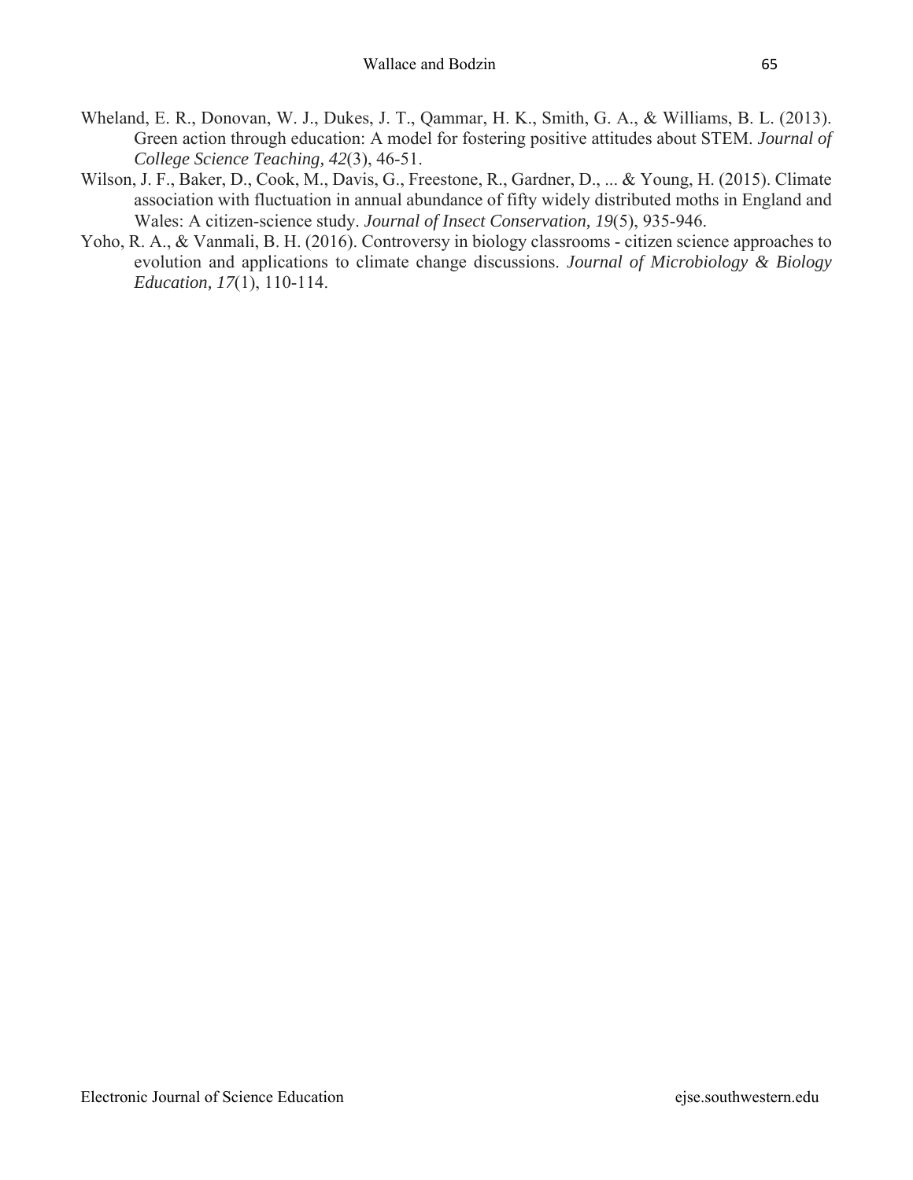Wheland, E. R., Donovan, W. J., Dukes, J. T., Qammar, H. K., Smith, G. A., & Williams, B. L. (2013). Green action through education: A model for fostering positive attitudes about STEM. *Journal of College Science Teaching, 42*(3), 46-51.

Wilson, J. F., Baker, D., Cook, M., Davis, G., Freestone, R., Gardner, D., ... & Young, H. (2015). Climate association with fluctuation in annual abundance of fifty widely distributed moths in England and Wales: A citizen-science study. *Journal of Insect Conservation, 19*(5), 935-946.

Yoho, R. A., & Vanmali, B. H. (2016). Controversy in biology classrooms - citizen science approaches to evolution and applications to climate change discussions. *Journal of Microbiology & Biology Education, 17*(1), 110-114.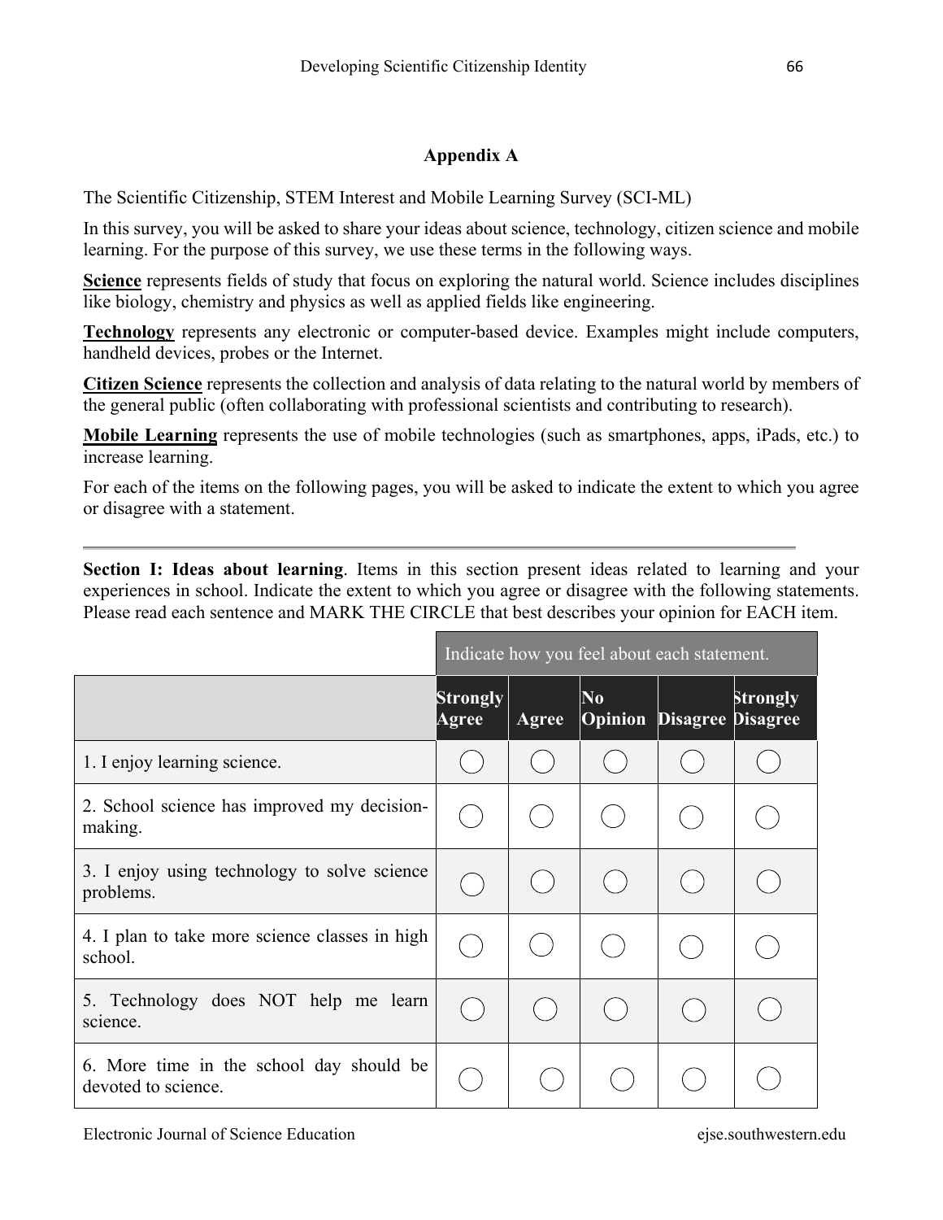## Appendix A

The Scientific Citizenship, STEM Interest and Mobile Learning Survey (SCI-ML)

In this survey, you will be asked to share your ideas about science, technology, citizen science and mobile learning. For the purpose of this survey, we use these terms in the following ways.

**Science** represents fields of study that focus on exploring the natural world. Science includes disciplines like biology, chemistry and physics as well as applied fields like engineering.

**Technology** represents any electronic or computer-based device. Examples might include computers, handheld devices, probes or the Internet.

**Citizen Science** represents the collection and analysis of data relating to the natural world by members of the general public (often collaborating with professional scientists and contributing to research).

**Mobile Learning** represents the use of mobile technologies (such as smartphones, apps, iPads, etc.) to increase learning.

For each of the items on the following pages, you will be asked to indicate the extent to which you agree or disagree with a statement.

---

**Section I: Ideas about learning**. Items in this section present ideas related to learning and your experiences in school. Indicate the extent to which you agree or disagree with the following statements. Please read each sentence and MARK THE CIRCLE that best describes your opinion for EACH item.

| | Indicate how you feel about each statement. | | | | |
|---|---|---|---|---|---|
| | **Strongly Agree** | **Agree** | **No Opinion** | **Disagree** | **Strongly Disagree** |
| 1. I enjoy learning science. | ◯ | ◯ | ◯ | ◯ | ◯ |
| 2. School science has improved my decision-making. | ◯ | ◯ | ◯ | ◯ | ◯ |
| 3. I enjoy using technology to solve science problems. | ◯ | ◯ | ◯ | ◯ | ◯ |
| 4. I plan to take more science classes in high school. | ◯ | ◯ | ◯ | ◯ | ◯ |
| 5. Technology does NOT help me learn science. | ◯ | ◯ | ◯ | ◯ | ◯ |
| 6. More time in the school day should be devoted to science. | ◯ | ◯ | ◯ | ◯ | ◯ |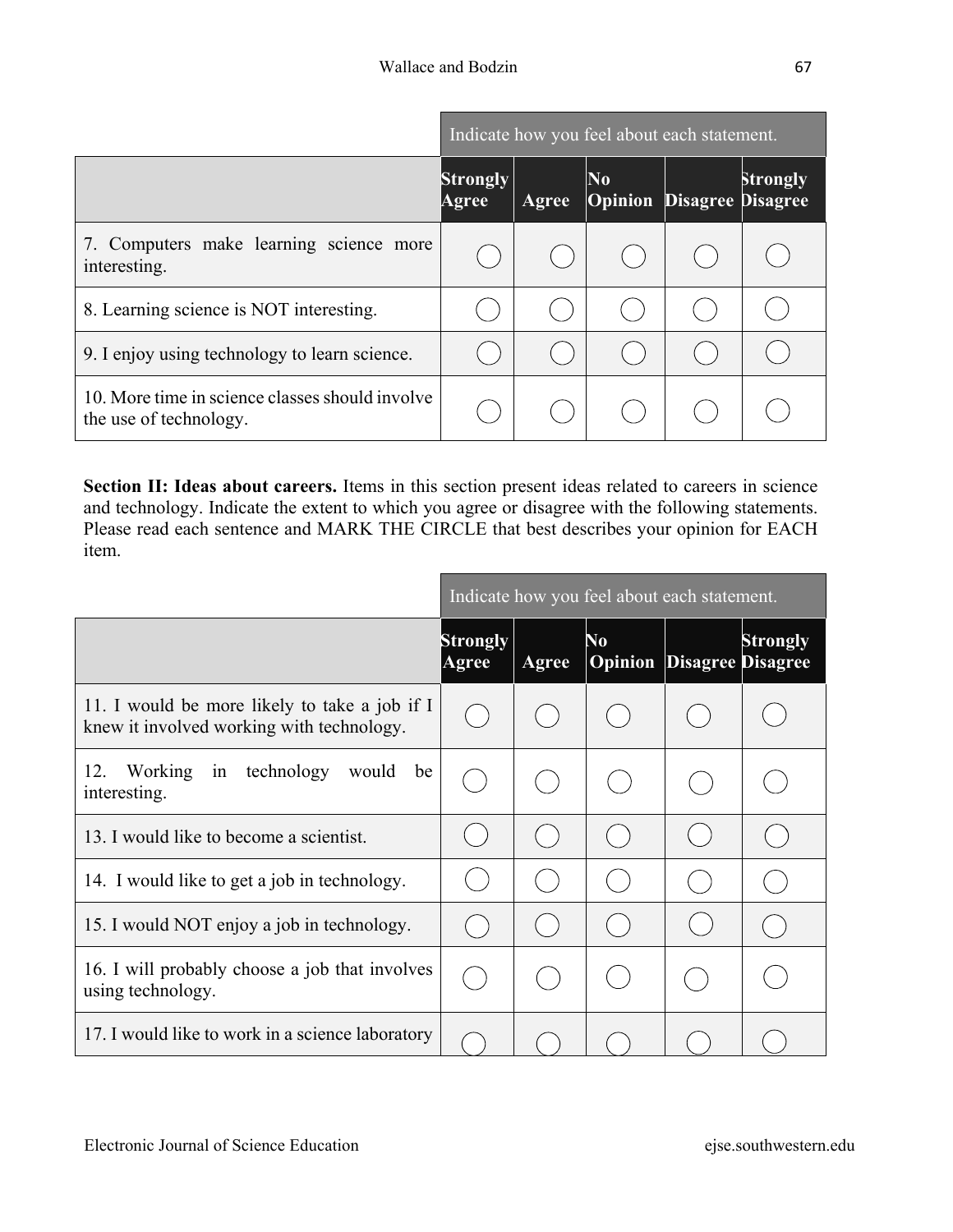| | Indicate how you feel about each statement. | | | | |
|---|---|---|---|---|---|
| | **Strongly Agree** | **Agree** | **No Opinion** | **Disagree** | **Strongly Disagree** |
| 7. Computers make learning science more interesting. | ◯ | ◯ | ◯ | ◯ | ◯ |
| 8. Learning science is NOT interesting. | ◯ | ◯ | ◯ | ◯ | ◯ |
| 9. I enjoy using technology to learn science. | ◯ | ◯ | ◯ | ◯ | ◯ |
| 10. More time in science classes should involve the use of technology. | ◯ | ◯ | ◯ | ◯ | ◯ |

**Section II: Ideas about careers.** Items in this section present ideas related to careers in science and technology. Indicate the extent to which you agree or disagree with the following statements. Please read each sentence and MARK THE CIRCLE that best describes your opinion for EACH item.

| | Indicate how you feel about each statement. | | | | |
|---|---|---|---|---|---|
| | **Strongly Agree** | **Agree** | **No Opinion** | **Disagree** | **Strongly Disagree** |
| 11. I would be more likely to take a job if I knew it involved working with technology. | ◯ | ◯ | ◯ | ◯ | ◯ |
| 12. Working in technology would be interesting. | ◯ | ◯ | ◯ | ◯ | ◯ |
| 13. I would like to become a scientist. | ◯ | ◯ | ◯ | ◯ | ◯ |
| 14. I would like to get a job in technology. | ◯ | ◯ | ◯ | ◯ | ◯ |
| 15. I would NOT enjoy a job in technology. | ◯ | ◯ | ◯ | ◯ | ◯ |
| 16. I will probably choose a job that involves using technology. | ◯ | ◯ | ◯ | ◯ | ◯ |
| 17. I would like to work in a science laboratory | ◯ | ◯ | ◯ | ◯ | ◯ |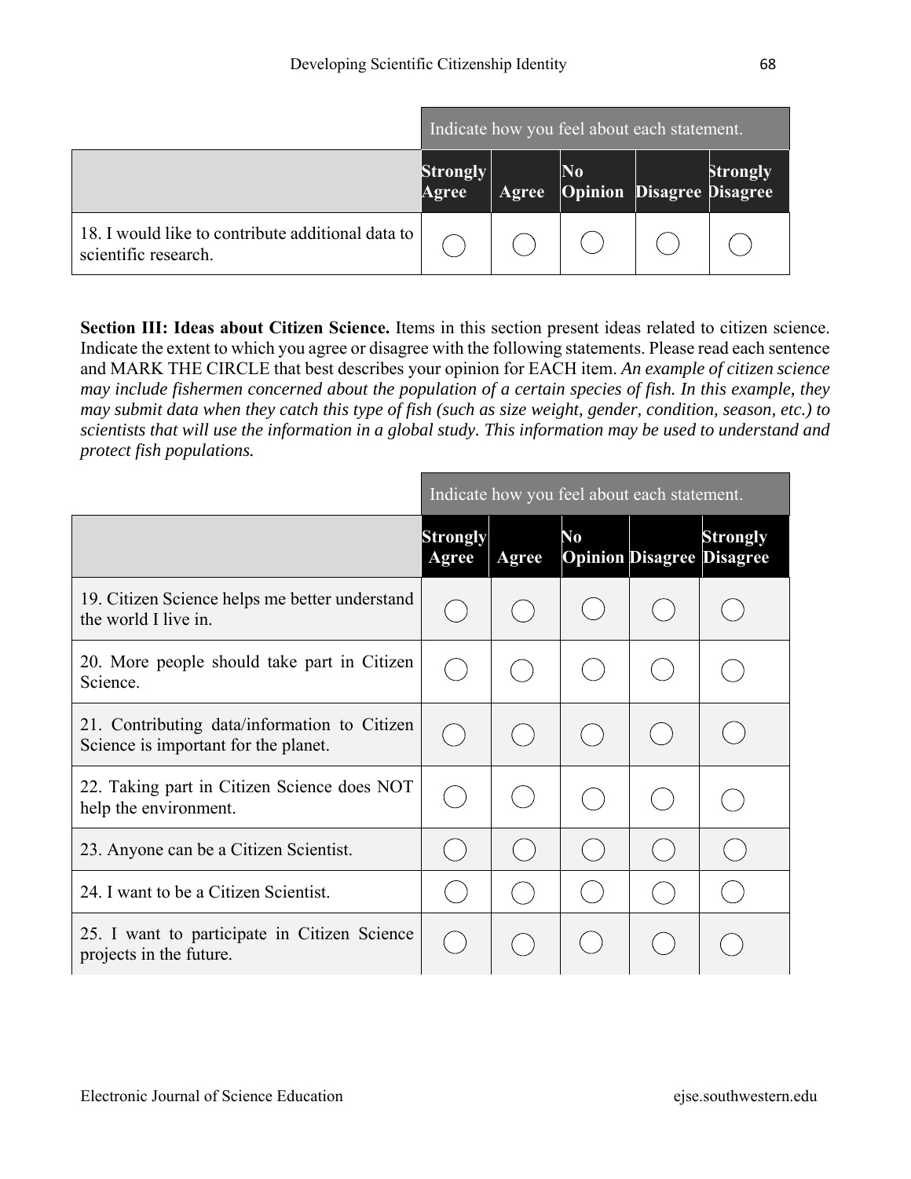| | Indicate how you feel about each statement. | | | | |
|---|---|---|---|---|---|
| | **Strongly Agree** | **Agree** | **No Opinion** | **Disagree** | **Strongly Disagree** |
| 18. I would like to contribute additional data to scientific research. | ◯ | ◯ | ◯ | ◯ | ◯ |

**Section III: Ideas about Citizen Science.** Items in this section present ideas related to citizen science. Indicate the extent to which you agree or disagree with the following statements. Please read each sentence and MARK THE CIRCLE that best describes your opinion for EACH item. *An example of citizen science may include fishermen concerned about the population of a certain species of fish. In this example, they may submit data when they catch this type of fish (such as size weight, gender, condition, season, etc.) to scientists that will use the information in a global study. This information may be used to understand and protect fish populations.*

| | Indicate how you feel about each statement. | | | | |
|---|---|---|---|---|---|
| | **Strongly Agree** | **Agree** | **No Opinion** | **Disagree** | **Strongly Disagree** |
| 19. Citizen Science helps me better understand the world I live in. | ◯ | ◯ | ◯ | ◯ | ◯ |
| 20. More people should take part in Citizen Science. | ◯ | ◯ | ◯ | ◯ | ◯ |
| 21. Contributing data/information to Citizen Science is important for the planet. | ◯ | ◯ | ◯ | ◯ | ◯ |
| 22. Taking part in Citizen Science does NOT help the environment. | ◯ | ◯ | ◯ | ◯ | ◯ |
| 23. Anyone can be a Citizen Scientist. | ◯ | ◯ | ◯ | ◯ | ◯ |
| 24. I want to be a Citizen Scientist. | ◯ | ◯ | ◯ | ◯ | ◯ |
| 25. I want to participate in Citizen Science projects in the future. | ◯ | ◯ | ◯ | ◯ | ◯ |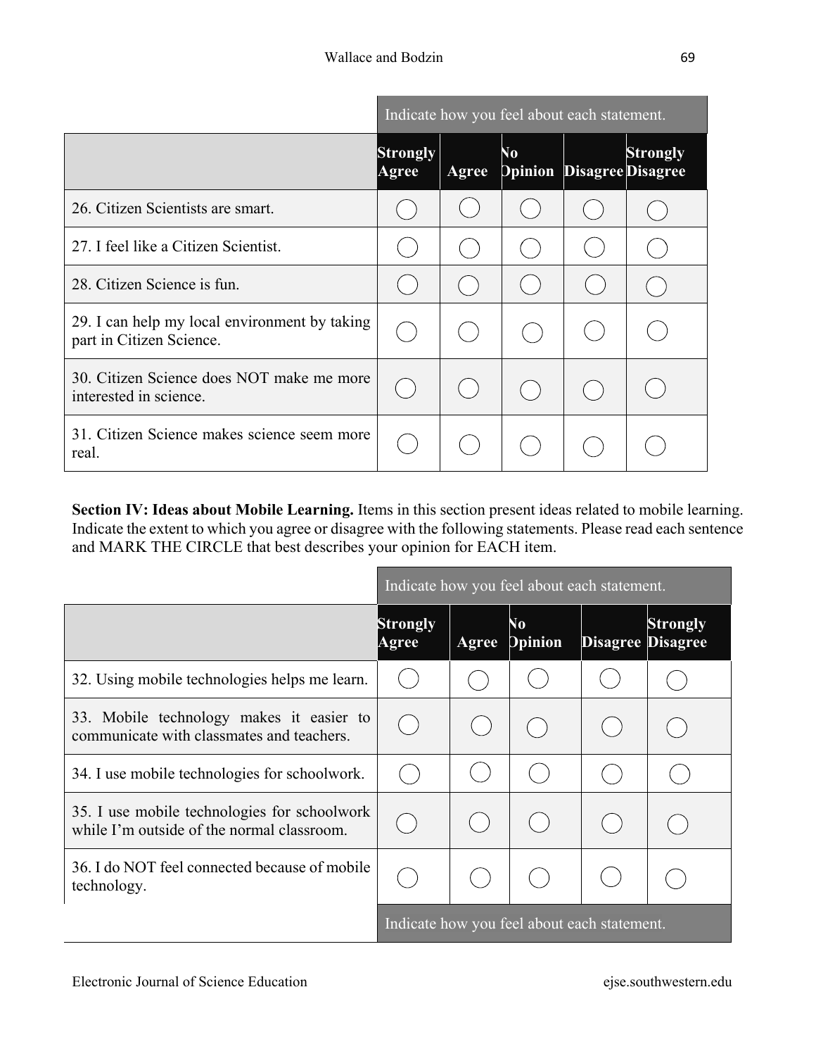| | Indicate how you feel about each statement. | | | | |
|---|---|---|---|---|---|
| | **Strongly Agree** | **Agree** | **No Opinion** | **Disagree** | **Strongly Disagree** |
| 26. Citizen Scientists are smart. | ◯ | ◯ | ◯ | ◯ | ◯ |
| 27. I feel like a Citizen Scientist. | ◯ | ◯ | ◯ | ◯ | ◯ |
| 28. Citizen Science is fun. | ◯ | ◯ | ◯ | ◯ | ◯ |
| 29. I can help my local environment by taking part in Citizen Science. | ◯ | ◯ | ◯ | ◯ | ◯ |
| 30. Citizen Science does NOT make me more interested in science. | ◯ | ◯ | ◯ | ◯ | ◯ |
| 31. Citizen Science makes science seem more real. | ◯ | ◯ | ◯ | ◯ | ◯ |

**Section IV: Ideas about Mobile Learning.** Items in this section present ideas related to mobile learning. Indicate the extent to which you agree or disagree with the following statements. Please read each sentence and MARK THE CIRCLE that best describes your opinion for EACH item.

| | Indicate how you feel about each statement. | | | | |
|---|---|---|---|---|---|
| | **Strongly Agree** | **Agree** | **No Opinion** | **Disagree** | **Strongly Disagree** |
| 32. Using mobile technologies helps me learn. | ◯ | ◯ | ◯ | ◯ | ◯ |
| 33. Mobile technology makes it easier to communicate with classmates and teachers. | ◯ | ◯ | ◯ | ◯ | ◯ |
| 34. I use mobile technologies for schoolwork. | ◯ | ◯ | ◯ | ◯ | ◯ |
| 35. I use mobile technologies for schoolwork while I'm outside of the normal classroom. | ◯ | ◯ | ◯ | ◯ | ◯ |
| 36. I do NOT feel connected because of mobile technology. | ◯ | ◯ | ◯ | ◯ | ◯ |
| | Indicate how you feel about each statement. | | | | |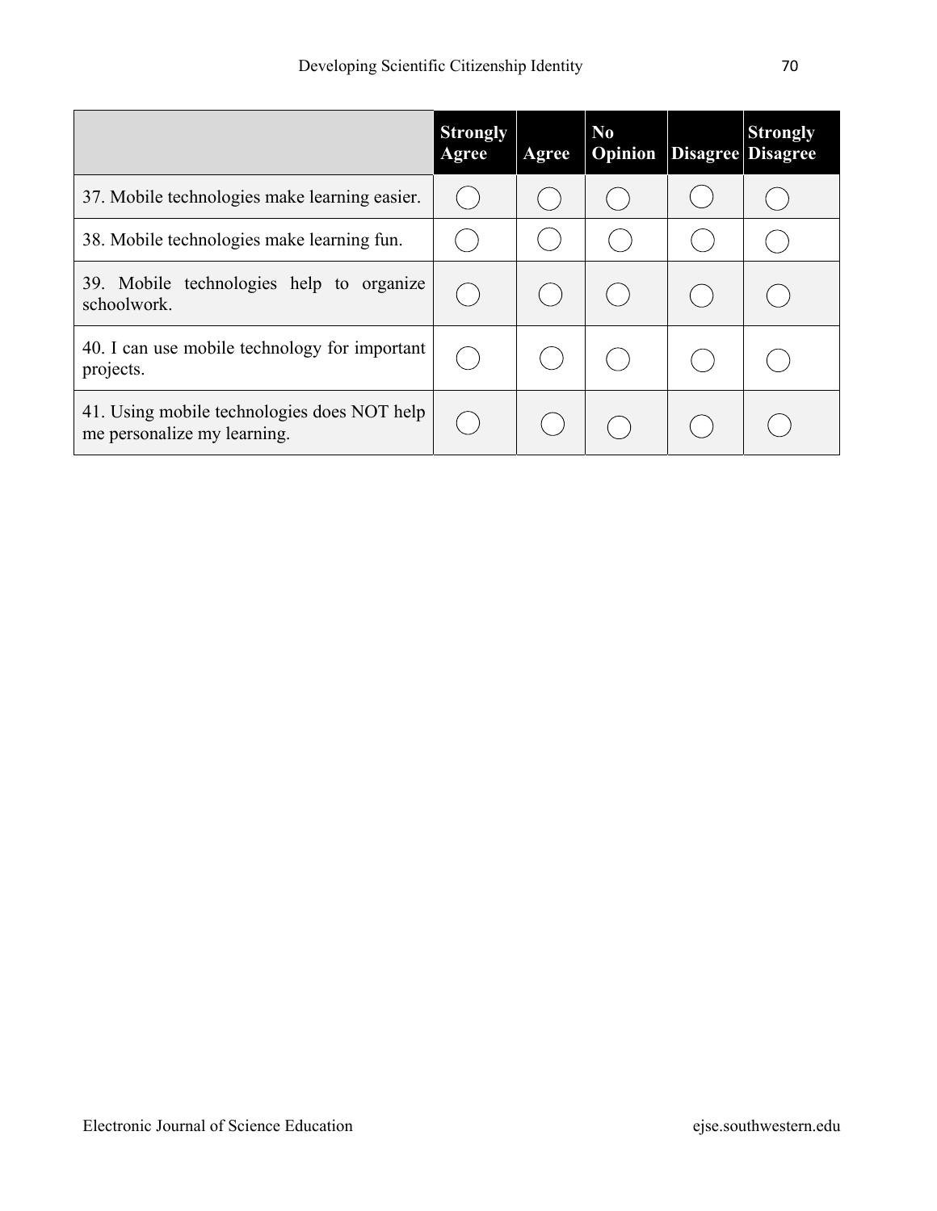| | Strongly Agree | Agree | No Opinion | Disagree | Strongly Disagree |
|---|---|---|---|---|---|
| 37. Mobile technologies make learning easier. | ◯ | ◯ | ◯ | ◯ | ◯ |
| 38. Mobile technologies make learning fun. | ◯ | ◯ | ◯ | ◯ | ◯ |
| 39. Mobile technologies help to organize schoolwork. | ◯ | ◯ | ◯ | ◯ | ◯ |
| 40. I can use mobile technology for important projects. | ◯ | ◯ | ◯ | ◯ | ◯ |
| 41. Using mobile technologies does NOT help me personalize my learning. | ◯ | ◯ | ◯ | ◯ | ◯ |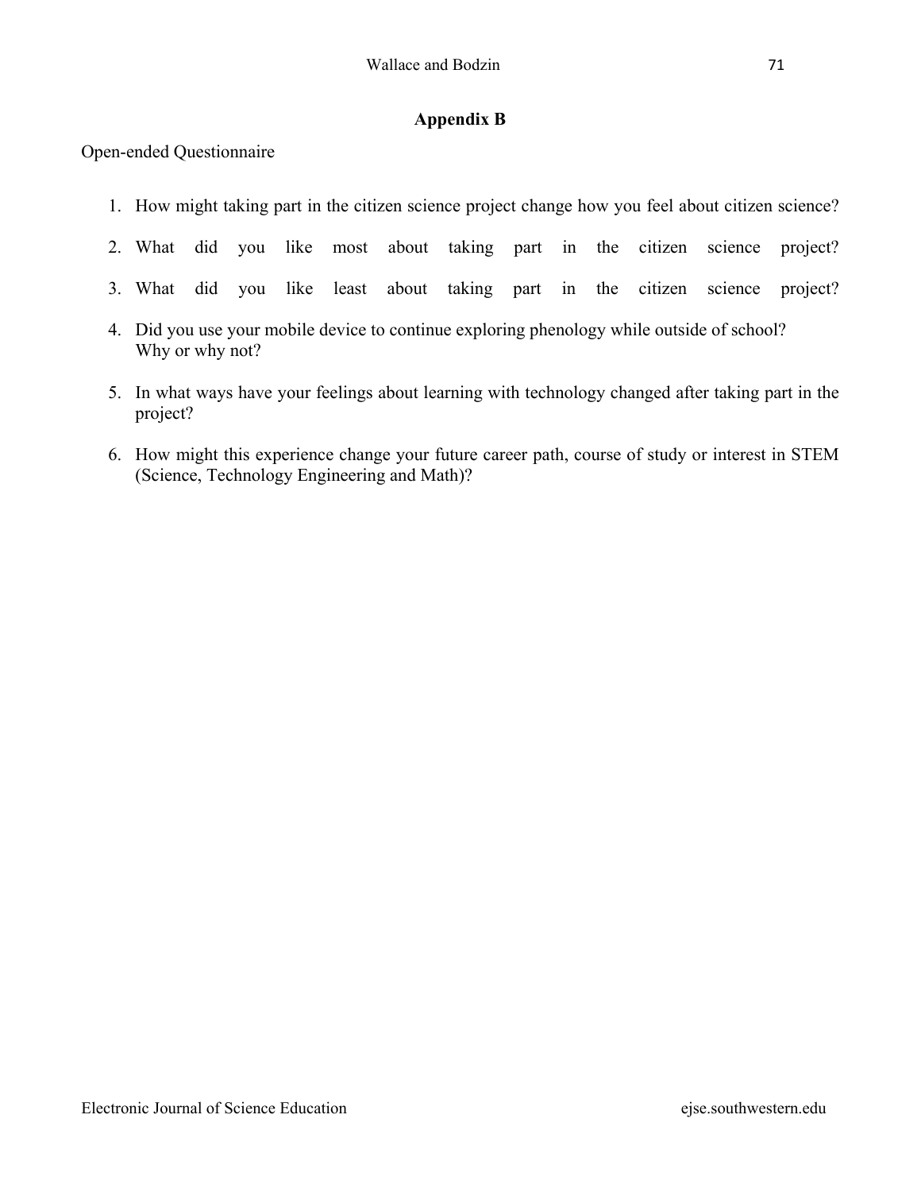## Appendix B

Open-ended Questionnaire

1. How might taking part in the citizen science project change how you feel about citizen science?
2. What did you like most about taking part in the citizen science project?
3. What did you like least about taking part in the citizen science project?
4. Did you use your mobile device to continue exploring phenology while outside of school? Why or why not?
5. In what ways have your feelings about learning with technology changed after taking part in the project?
6. How might this experience change your future career path, course of study or interest in STEM (Science, Technology Engineering and Math)?